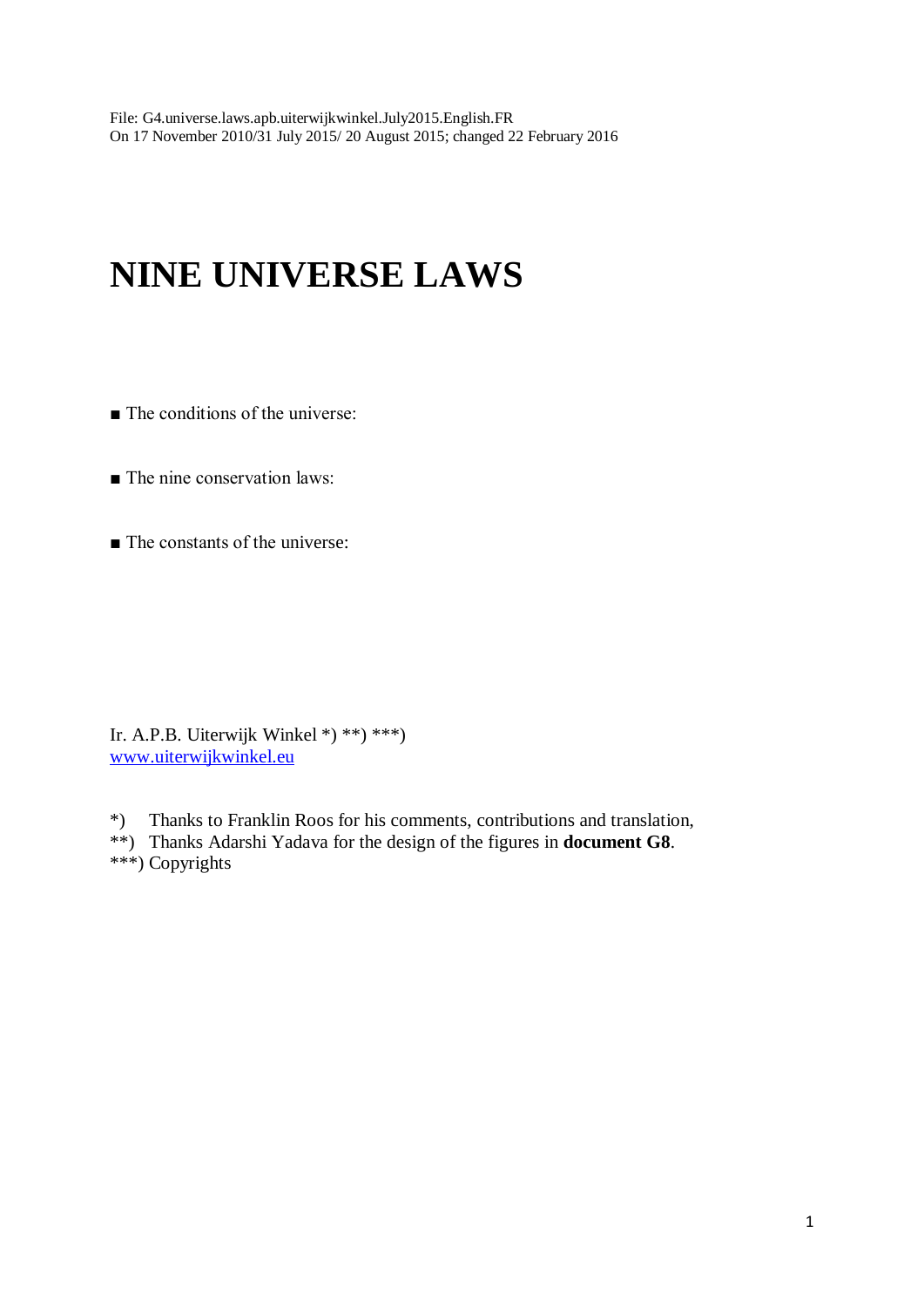File: G4.universe.laws.apb.uiterwijkwinkel.July2015.English.FR
On 17 November 2010/31 July 2015/ 20 August 2015; changed 22 February 2016

# NINE UNIVERSE LAWS

■ The conditions of the universe:

■ The nine conservation laws:

■ The constants of the universe:

Ir. A.P.B. Uiterwijk Winkel *) **) ***)
[www.uiterwijkwinkel.eu](http://www.uiterwijkwinkel.eu)

*) Thanks to Franklin Roos for his comments, contributions and translation,
**) Thanks Adarshi Yadava for the design of the figures in **document G8**.
***) Copyrights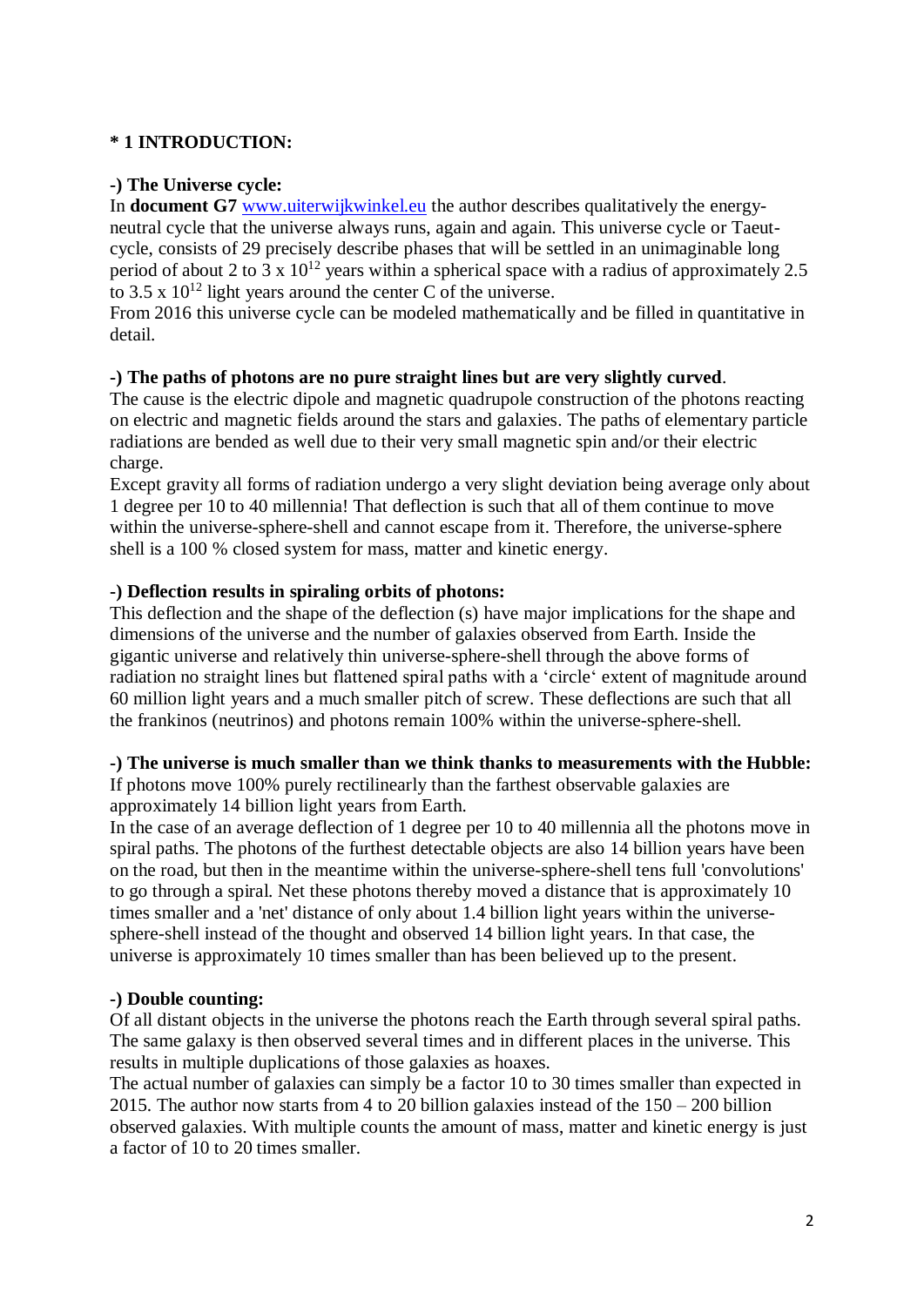## * 1 INTRODUCTION:

**-) The Universe cycle:**

In **document G7** www.uiterwijkwinkel.eu the author describes qualitatively the energy-neutral cycle that the universe always runs, again and again. This universe cycle or Taeut-cycle, consists of 29 precisely describe phases that will be settled in an unimaginable long period of about 2 to 3 x $10^{12}$ years within a spherical space with a radius of approximately 2.5 to 3.5 x $10^{12}$ light years around the center C of the universe.

From 2016 this universe cycle can be modeled mathematically and be filled in quantitative in detail.

**-) The paths of photons are no pure straight lines but are very slightly curved**.

The cause is the electric dipole and magnetic quadrupole construction of the photons reacting on electric and magnetic fields around the stars and galaxies. The paths of elementary particle radiations are bended as well due to their very small magnetic spin and/or their electric charge.

Except gravity all forms of radiation undergo a very slight deviation being average only about 1 degree per 10 to 40 millennia! That deflection is such that all of them continue to move within the universe-sphere-shell and cannot escape from it. Therefore, the universe-sphere shell is a 100 % closed system for mass, matter and kinetic energy.

**-) Deflection results in spiraling orbits of photons:**

This deflection and the shape of the deflection (s) have major implications for the shape and dimensions of the universe and the number of galaxies observed from Earth. Inside the gigantic universe and relatively thin universe-sphere-shell through the above forms of radiation no straight lines but flattened spiral paths with a 'circle' extent of magnitude around 60 million light years and a much smaller pitch of screw. These deflections are such that all the frankinos (neutrinos) and photons remain 100% within the universe-sphere-shell.

**-) The universe is much smaller than we think thanks to measurements with the Hubble:**

If photons move 100% purely rectilinearly than the farthest observable galaxies are approximately 14 billion light years from Earth.

In the case of an average deflection of 1 degree per 10 to 40 millennia all the photons move in spiral paths. The photons of the furthest detectable objects are also 14 billion years have been on the road, but then in the meantime within the universe-sphere-shell tens full 'convolutions' to go through a spiral. Net these photons thereby moved a distance that is approximately 10 times smaller and a 'net' distance of only about 1.4 billion light years within the universe-sphere-shell instead of the thought and observed 14 billion light years. In that case, the universe is approximately 10 times smaller than has been believed up to the present.

**-) Double counting:**

Of all distant objects in the universe the photons reach the Earth through several spiral paths. The same galaxy is then observed several times and in different places in the universe. This results in multiple duplications of those galaxies as hoaxes.

The actual number of galaxies can simply be a factor 10 to 30 times smaller than expected in 2015. The author now starts from 4 to 20 billion galaxies instead of the 150 – 200 billion observed galaxies. With multiple counts the amount of mass, matter and kinetic energy is just a factor of 10 to 20 times smaller.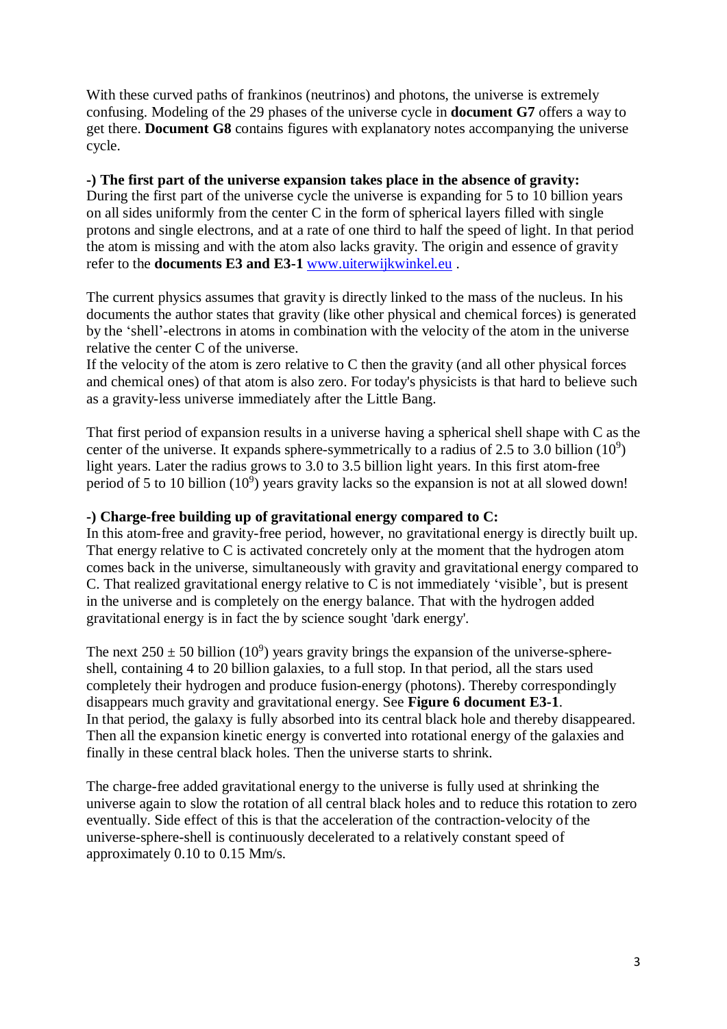With these curved paths of frankinos (neutrinos) and photons, the universe is extremely confusing. Modeling of the 29 phases of the universe cycle in **document G7** offers a way to get there. **Document G8** contains figures with explanatory notes accompanying the universe cycle.

**-) The first part of the universe expansion takes place in the absence of gravity:**
During the first part of the universe cycle the universe is expanding for 5 to 10 billion years on all sides uniformly from the center C in the form of spherical layers filled with single protons and single electrons, and at a rate of one third to half the speed of light. In that period the atom is missing and with the atom also lacks gravity. The origin and essence of gravity refer to the **documents E3 and E3-1** [www.uiterwijkwinkel.eu](http://www.uiterwijkwinkel.eu) .

The current physics assumes that gravity is directly linked to the mass of the nucleus. In his documents the author states that gravity (like other physical and chemical forces) is generated by the 'shell'-electrons in atoms in combination with the velocity of the atom in the universe relative the center C of the universe.
If the velocity of the atom is zero relative to C then the gravity (and all other physical forces and chemical ones) of that atom is also zero. For today's physicists is that hard to believe such as a gravity-less universe immediately after the Little Bang.

That first period of expansion results in a universe having a spherical shell shape with C as the center of the universe. It expands sphere-symmetrically to a radius of 2.5 to 3.0 billion ($10^9$) light years. Later the radius grows to 3.0 to 3.5 billion light years. In this first atom-free period of 5 to 10 billion ($10^9$) years gravity lacks so the expansion is not at all slowed down!

**-) Charge-free building up of gravitational energy compared to C:**
In this atom-free and gravity-free period, however, no gravitational energy is directly built up. That energy relative to C is activated concretely only at the moment that the hydrogen atom comes back in the universe, simultaneously with gravity and gravitational energy compared to C. That realized gravitational energy relative to C is not immediately 'visible', but is present in the universe and is completely on the energy balance. That with the hydrogen added gravitational energy is in fact the by science sought 'dark energy'.

The next $250 \pm 50$ billion ($10^9$) years gravity brings the expansion of the universe-sphere-shell, containing 4 to 20 billion galaxies, to a full stop. In that period, all the stars used completely their hydrogen and produce fusion-energy (photons). Thereby correspondingly disappears much gravity and gravitational energy. See **Figure 6 document E3-1**.
In that period, the galaxy is fully absorbed into its central black hole and thereby disappeared. Then all the expansion kinetic energy is converted into rotational energy of the galaxies and finally in these central black holes. Then the universe starts to shrink.

The charge-free added gravitational energy to the universe is fully used at shrinking the universe again to slow the rotation of all central black holes and to reduce this rotation to zero eventually. Side effect of this is that the acceleration of the contraction-velocity of the universe-sphere-shell is continuously decelerated to a relatively constant speed of approximately 0.10 to 0.15 Mm/s.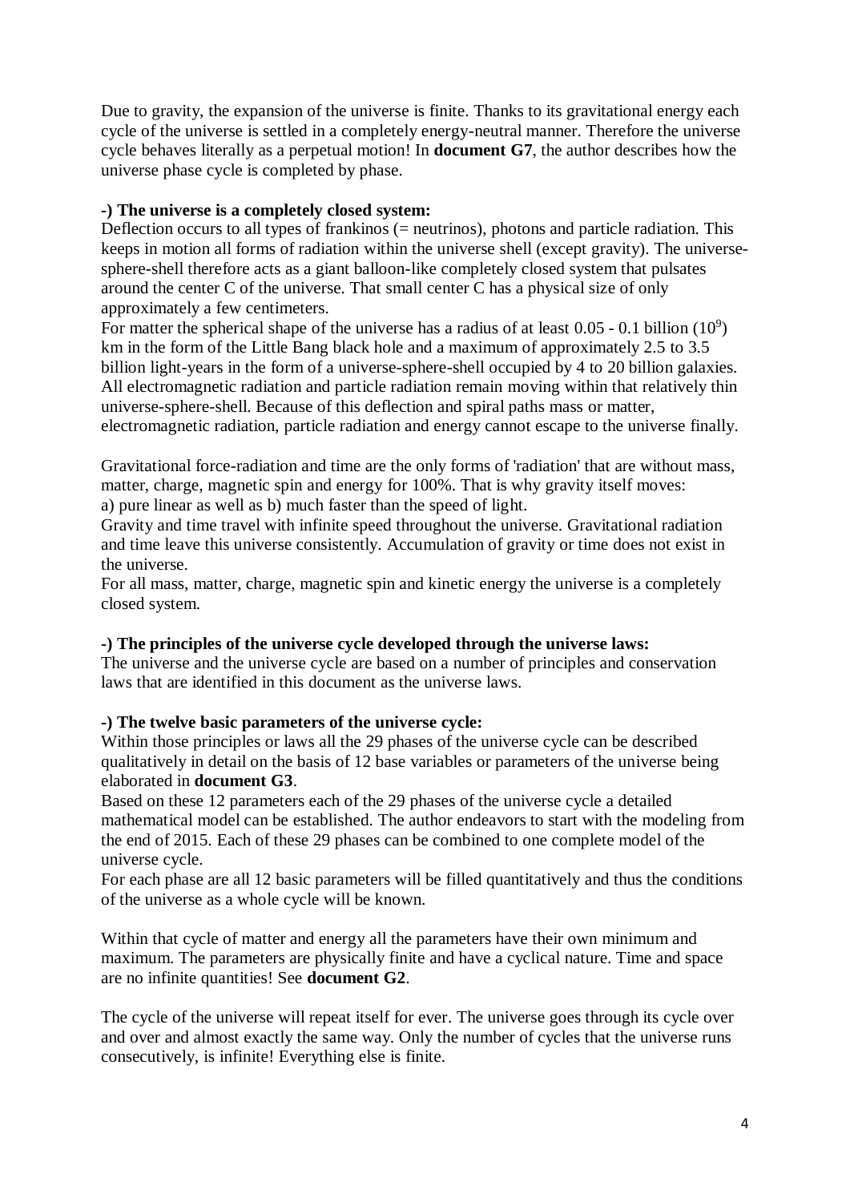Due to gravity, the expansion of the universe is finite. Thanks to its gravitational energy each cycle of the universe is settled in a completely energy-neutral manner. Therefore the universe cycle behaves literally as a perpetual motion! In **document G7**, the author describes how the universe phase cycle is completed by phase.

**-) The universe is a completely closed system:**

Deflection occurs to all types of frankinos (= neutrinos), photons and particle radiation. This keeps in motion all forms of radiation within the universe shell (except gravity). The universe-sphere-shell therefore acts as a giant balloon-like completely closed system that pulsates around the center C of the universe. That small center C has a physical size of only approximately a few centimeters.

For matter the spherical shape of the universe has a radius of at least 0.05 - 0.1 billion ($10^9$) km in the form of the Little Bang black hole and a maximum of approximately 2.5 to 3.5 billion light-years in the form of a universe-sphere-shell occupied by 4 to 20 billion galaxies. All electromagnetic radiation and particle radiation remain moving within that relatively thin universe-sphere-shell. Because of this deflection and spiral paths mass or matter, electromagnetic radiation, particle radiation and energy cannot escape to the universe finally.

Gravitational force-radiation and time are the only forms of 'radiation' that are without mass, matter, charge, magnetic spin and energy for 100%. That is why gravity itself moves:
a) pure linear as well as b) much faster than the speed of light.

Gravity and time travel with infinite speed throughout the universe. Gravitational radiation and time leave this universe consistently. Accumulation of gravity or time does not exist in the universe.

For all mass, matter, charge, magnetic spin and kinetic energy the universe is a completely closed system.

**-) The principles of the universe cycle developed through the universe laws:**

The universe and the universe cycle are based on a number of principles and conservation laws that are identified in this document as the universe laws.

**-) The twelve basic parameters of the universe cycle:**

Within those principles or laws all the 29 phases of the universe cycle can be described qualitatively in detail on the basis of 12 base variables or parameters of the universe being elaborated in **document G3**.

Based on these 12 parameters each of the 29 phases of the universe cycle a detailed mathematical model can be established. The author endeavors to start with the modeling from the end of 2015. Each of these 29 phases can be combined to one complete model of the universe cycle.

For each phase are all 12 basic parameters will be filled quantitatively and thus the conditions of the universe as a whole cycle will be known.

Within that cycle of matter and energy all the parameters have their own minimum and maximum. The parameters are physically finite and have a cyclical nature. Time and space are no infinite quantities! See **document G2**.

The cycle of the universe will repeat itself for ever. The universe goes through its cycle over and over and almost exactly the same way. Only the number of cycles that the universe runs consecutively, is infinite! Everything else is finite.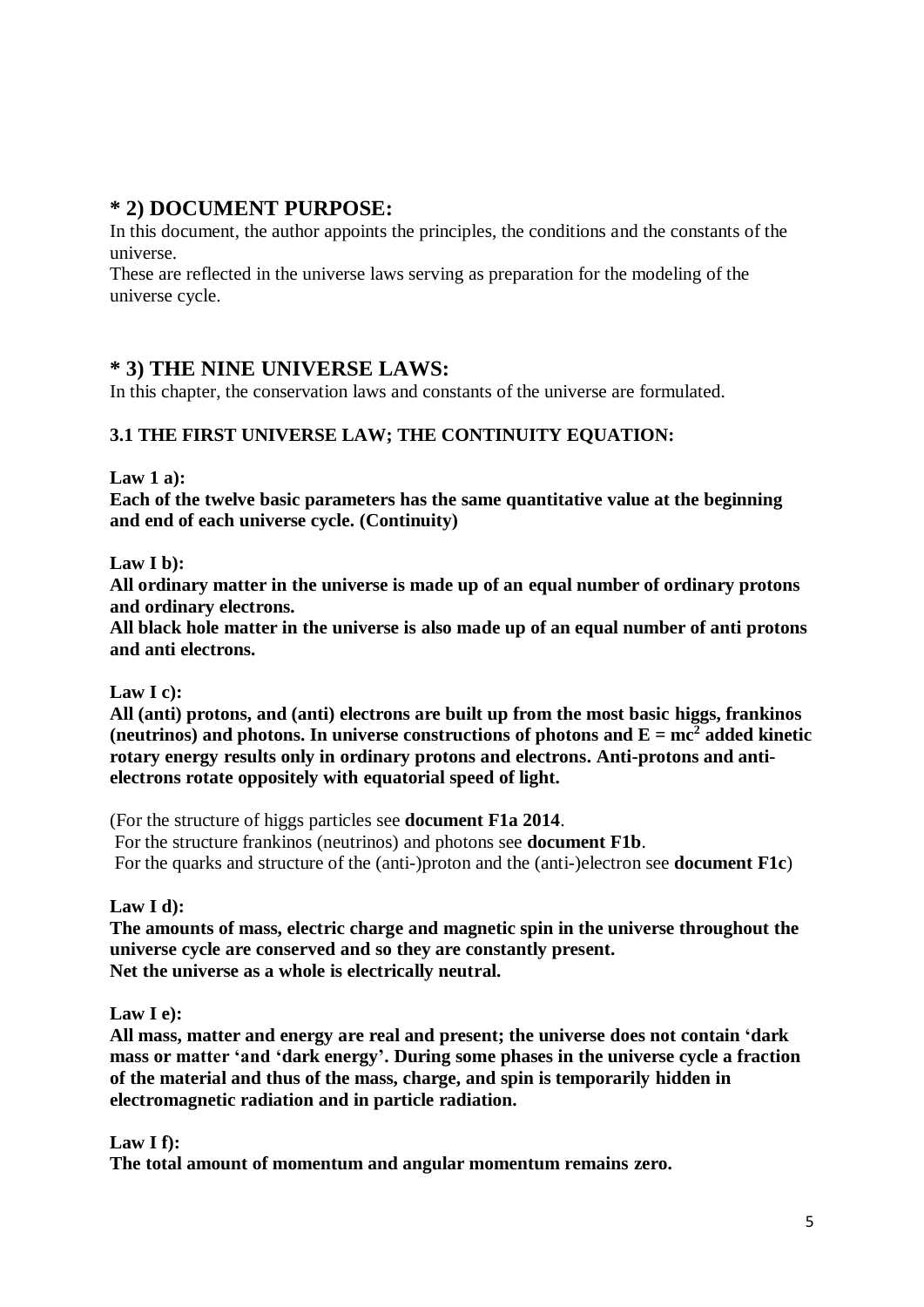## * 2) DOCUMENT PURPOSE:

In this document, the author appoints the principles, the conditions and the constants of the universe.
These are reflected in the universe laws serving as preparation for the modeling of the universe cycle.

## * 3) THE NINE UNIVERSE LAWS:

In this chapter, the conservation laws and constants of the universe are formulated.

### 3.1 THE FIRST UNIVERSE LAW; THE CONTINUITY EQUATION:

**Law 1 a):**
**Each of the twelve basic parameters has the same quantitative value at the beginning and end of each universe cycle. (Continuity)**

**Law I b):**
**All ordinary matter in the universe is made up of an equal number of ordinary protons and ordinary electrons.**
**All black hole matter in the universe is also made up of an equal number of anti protons and anti electrons.**

**Law I c):**
**All (anti) protons, and (anti) electrons are built up from the most basic higgs, frankinos (neutrinos) and photons. In universe constructions of photons and $E = mc^2$ added kinetic rotary energy results only in ordinary protons and electrons. Anti-protons and anti-electrons rotate oppositely with equatorial speed of light.**

(For the structure of higgs particles see **document F1a 2014**.
For the structure frankinos (neutrinos) and photons see **document F1b**.
For the quarks and structure of the (anti-)proton and the (anti-)electron see **document F1c**)

**Law I d):**
**The amounts of mass, electric charge and magnetic spin in the universe throughout the universe cycle are conserved and so they are constantly present.**
**Net the universe as a whole is electrically neutral.**

**Law I e):**
**All mass, matter and energy are real and present; the universe does not contain 'dark mass or matter 'and 'dark energy'. During some phases in the universe cycle a fraction of the material and thus of the mass, charge, and spin is temporarily hidden in electromagnetic radiation and in particle radiation.**

**Law I f):**
**The total amount of momentum and angular momentum remains zero.**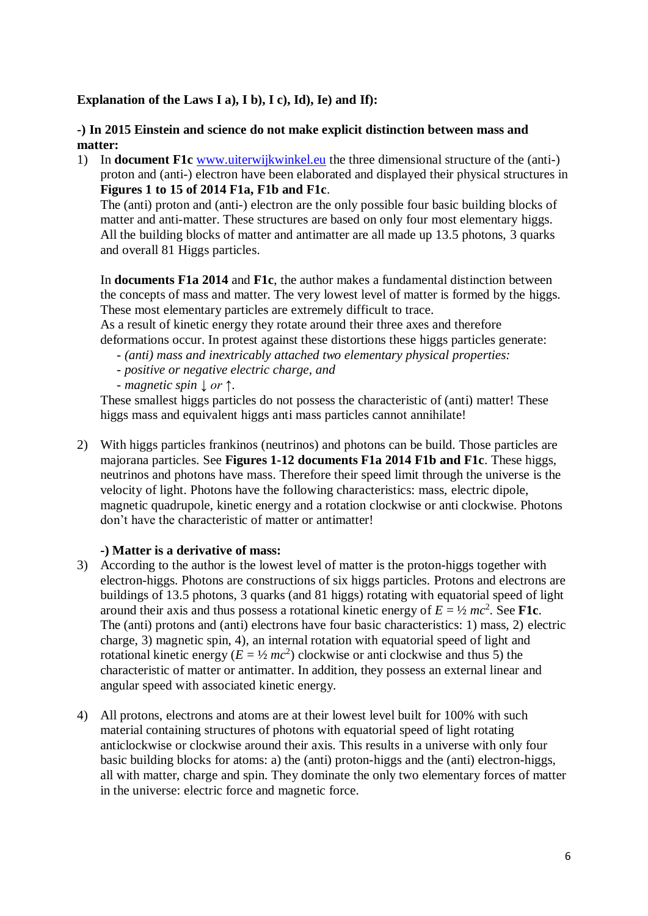**Explanation of the Laws I a), I b), I c), Id), Ie) and If):**

**-) In 2015 Einstein and science do not make explicit distinction between mass and matter:**

1) In **document F1c** www.uiterwijkwinkel.eu the three dimensional structure of the (anti-) proton and (anti-) electron have been elaborated and displayed their physical structures in **Figures 1 to 15 of 2014 F1a, F1b and F1c**.
   The (anti) proton and (anti-) electron are the only possible four basic building blocks of matter and anti-matter. These structures are based on only four most elementary higgs. All the building blocks of matter and antimatter are all made up 13.5 photons, 3 quarks and overall 81 Higgs particles.

   In **documents F1a 2014** and **F1c**, the author makes a fundamental distinction between the concepts of mass and matter. The very lowest level of matter is formed by the higgs. These most elementary particles are extremely difficult to trace.
   As a result of kinetic energy they rotate around their three axes and therefore deformations occur. In protest against these distortions these higgs particles generate:
   - *(anti) mass and inextricably attached two elementary physical properties:*
   - *positive or negative electric charge*, and
   - *magnetic spin ↓ or ↑.*

   These smallest higgs particles do not possess the characteristic of (anti) matter! These higgs mass and equivalent higgs anti mass particles cannot annihilate!

2) With higgs particles frankinos (neutrinos) and photons can be build. Those particles are majorana particles. See **Figures 1-12 documents F1a 2014 F1b and F1c**. These higgs, neutrinos and photons have mass. Therefore their speed limit through the universe is the velocity of light. Photons have the following characteristics: mass, electric dipole, magnetic quadrupole, kinetic energy and a rotation clockwise or anti clockwise. Photons don't have the characteristic of matter or antimatter!

   **-) Matter is a derivative of mass:**

3) According to the author is the lowest level of matter is the proton-higgs together with electron-higgs. Photons are constructions of six higgs particles. Protons and electrons are buildings of 13.5 photons, 3 quarks (and 81 higgs) rotating with equatorial speed of light around their axis and thus possess a rotational kinetic energy of $E = ½\ mc^2$. See **F1c**. The (anti) protons and (anti) electrons have four basic characteristics: 1) mass, 2) electric charge, 3) magnetic spin, 4), an internal rotation with equatorial speed of light and rotational kinetic energy ($E = ½\ mc^2$) clockwise or anti clockwise and thus 5) the characteristic of matter or antimatter. In addition, they possess an external linear and angular speed with associated kinetic energy.

4) All protons, electrons and atoms are at their lowest level built for 100% with such material containing structures of photons with equatorial speed of light rotating anticlockwise or clockwise around their axis. This results in a universe with only four basic building blocks for atoms: a) the (anti) proton-higgs and the (anti) electron-higgs, all with matter, charge and spin. They dominate the only two elementary forces of matter in the universe: electric force and magnetic force.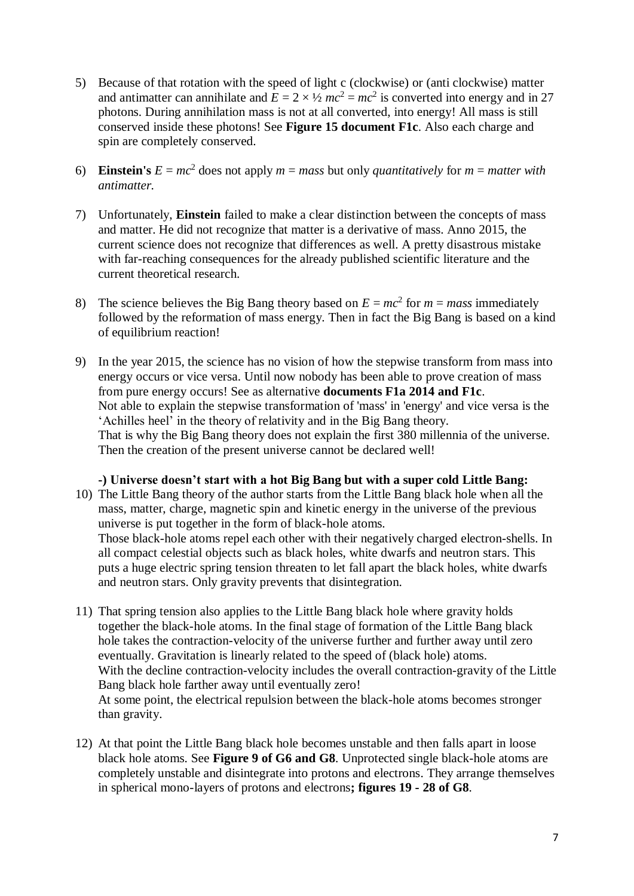5) Because of that rotation with the speed of light c (clockwise) or (anti clockwise) matter and antimatter can annihilate and $E = 2 \times \frac{1}{2}\, mc^2 = mc^2$ is converted into energy and in 27 photons. During annihilation mass is not at all converted, into energy! All mass is still conserved inside these photons! See **Figure 15 document F1c**. Also each charge and spin are completely conserved.

6) **Einstein's** $E = mc^2$ does not apply $m$ = *mass* but only *quantitatively* for $m$ = *matter with antimatter.*

7) Unfortunately, **Einstein** failed to make a clear distinction between the concepts of mass and matter. He did not recognize that matter is a derivative of mass. Anno 2015, the current science does not recognize that differences as well. A pretty disastrous mistake with far-reaching consequences for the already published scientific literature and the current theoretical research.

8) The science believes the Big Bang theory based on $E = mc^2$ for $m$ = *mass* immediately followed by the reformation of mass energy. Then in fact the Big Bang is based on a kind of equilibrium reaction!

9) In the year 2015, the science has no vision of how the stepwise transform from mass into energy occurs or vice versa. Until now nobody has been able to prove creation of mass from pure energy occurs! See as alternative **documents F1a 2014 and F1c**.
Not able to explain the stepwise transformation of 'mass' in 'energy' and vice versa is the 'Achilles heel' in the theory of relativity and in the Big Bang theory.
That is why the Big Bang theory does not explain the first 380 millennia of the universe. Then the creation of the present universe cannot be declared well!

**-) Universe doesn't start with a hot Big Bang but with a super cold Little Bang:**

10) The Little Bang theory of the author starts from the Little Bang black hole when all the mass, matter, charge, magnetic spin and kinetic energy in the universe of the previous universe is put together in the form of black-hole atoms.
Those black-hole atoms repel each other with their negatively charged electron-shells. In all compact celestial objects such as black holes, white dwarfs and neutron stars. This puts a huge electric spring tension threaten to let fall apart the black holes, white dwarfs and neutron stars. Only gravity prevents that disintegration.

11) That spring tension also applies to the Little Bang black hole where gravity holds together the black-hole atoms. In the final stage of formation of the Little Bang black hole takes the contraction-velocity of the universe further and further away until zero eventually. Gravitation is linearly related to the speed of (black hole) atoms.
With the decline contraction-velocity includes the overall contraction-gravity of the Little Bang black hole farther away until eventually zero!
At some point, the electrical repulsion between the black-hole atoms becomes stronger than gravity.

12) At that point the Little Bang black hole becomes unstable and then falls apart in loose black hole atoms. See **Figure 9 of G6 and G8**. Unprotected single black-hole atoms are completely unstable and disintegrate into protons and electrons. They arrange themselves in spherical mono-layers of protons and electrons**; figures 19 - 28 of G8**.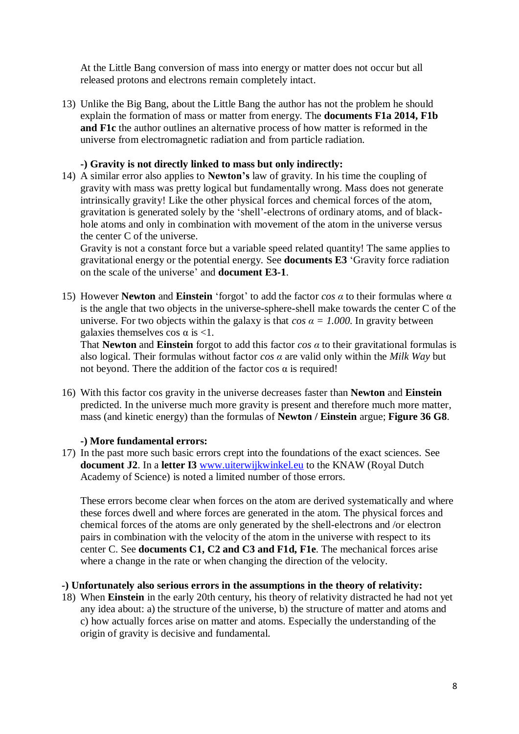At the Little Bang conversion of mass into energy or matter does not occur but all released protons and electrons remain completely intact.

13) Unlike the Big Bang, about the Little Bang the author has not the problem he should explain the formation of mass or matter from energy. The **documents F1a 2014, F1b and F1c** the author outlines an alternative process of how matter is reformed in the universe from electromagnetic radiation and from particle radiation.

**-) Gravity is not directly linked to mass but only indirectly:**

14) A similar error also applies to **Newton's** law of gravity. In his time the coupling of gravity with mass was pretty logical but fundamentally wrong. Mass does not generate intrinsically gravity! Like the other physical forces and chemical forces of the atom, gravitation is generated solely by the 'shell'-electrons of ordinary atoms, and of black-hole atoms and only in combination with movement of the atom in the universe versus the center C of the universe.
Gravity is not a constant force but a variable speed related quantity! The same applies to gravitational energy or the potential energy. See **documents E3** 'Gravity force radiation on the scale of the universe' and **document E3-1**.

15) However **Newton** and **Einstein** 'forgot' to add the factor *cos α* to their formulas where α is the angle that two objects in the universe-sphere-shell make towards the center C of the universe. For two objects within the galaxy is that *cos α = 1.000*. In gravity between galaxies themselves cos α is <1.
That **Newton** and **Einstein** forgot to add this factor *cos α* to their gravitational formulas is also logical. Their formulas without factor *cos α* are valid only within the *Milk Way* but not beyond. There the addition of the factor cos α is required!

16) With this factor cos gravity in the universe decreases faster than **Newton** and **Einstein** predicted. In the universe much more gravity is present and therefore much more matter, mass (and kinetic energy) than the formulas of **Newton / Einstein** argue; **Figure 36 G8**.

**-) More fundamental errors:**

17) In the past more such basic errors crept into the foundations of the exact sciences. See **document J2**. In a **letter I3** www.uiterwijkwinkel.eu to the KNAW (Royal Dutch Academy of Science) is noted a limited number of those errors.

These errors become clear when forces on the atom are derived systematically and where these forces dwell and where forces are generated in the atom. The physical forces and chemical forces of the atoms are only generated by the shell-electrons and /or electron pairs in combination with the velocity of the atom in the universe with respect to its center C. See **documents C1, C2 and C3 and F1d, F1e**. The mechanical forces arise where a change in the rate or when changing the direction of the velocity.

**-) Unfortunately also serious errors in the assumptions in the theory of relativity:**

18) When **Einstein** in the early 20th century, his theory of relativity distracted he had not yet any idea about: a) the structure of the universe, b) the structure of matter and atoms and c) how actually forces arise on matter and atoms. Especially the understanding of the origin of gravity is decisive and fundamental.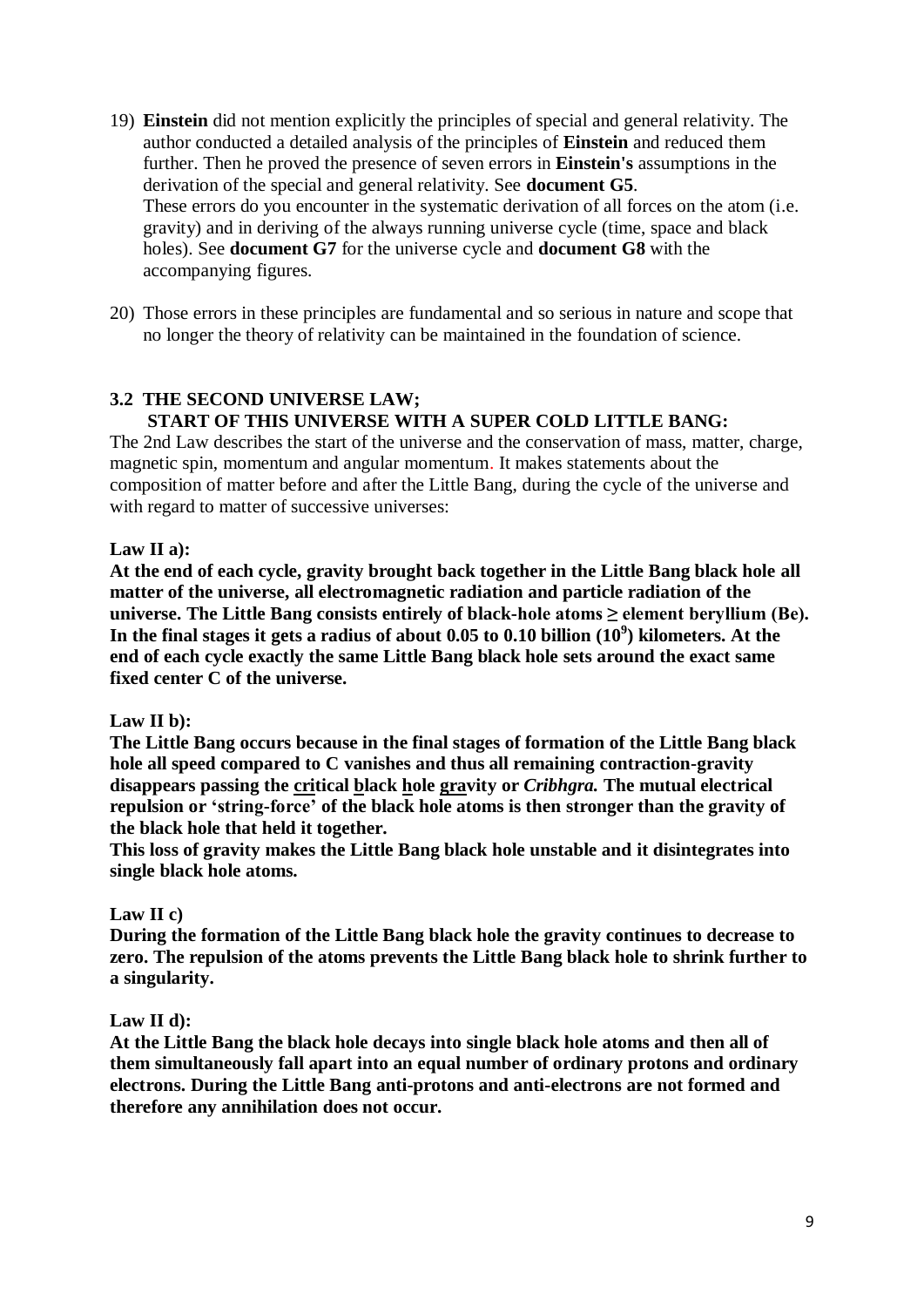19) **Einstein** did not mention explicitly the principles of special and general relativity. The author conducted a detailed analysis of the principles of **Einstein** and reduced them further. Then he proved the presence of seven errors in **Einstein's** assumptions in the derivation of the special and general relativity. See **document G5**.
    These errors do you encounter in the systematic derivation of all forces on the atom (i.e. gravity) and in deriving of the always running universe cycle (time, space and black holes). See **document G7** for the universe cycle and **document G8** with the accompanying figures.

20) Those errors in these principles are fundamental and so serious in nature and scope that no longer the theory of relativity can be maintained in the foundation of science.

### 3.2 THE SECOND UNIVERSE LAW; START OF THIS UNIVERSE WITH A SUPER COLD LITTLE BANG:

The 2nd Law describes the start of the universe and the conservation of mass, matter, charge, magnetic spin, momentum and angular momentum. It makes statements about the composition of matter before and after the Little Bang, during the cycle of the universe and with regard to matter of successive universes:

**Law II a):**

**At the end of each cycle, gravity brought back together in the Little Bang black hole all matter of the universe, all electromagnetic radiation and particle radiation of the universe. The Little Bang consists entirely of black-hole atoms ≥ element beryllium (Be). In the final stages it gets a radius of about 0.05 to 0.10 billion ($10^9$) kilometers. At the end of each cycle exactly the same Little Bang black hole sets around the exact same fixed center C of the universe.**

**Law II b):**

**The Little Bang occurs because in the final stages of formation of the Little Bang black hole all speed compared to C vanishes and thus all remaining contraction-gravity disappears passing the <u>cri</u>tical <u>b</u>lack <u>h</u>ole <u>gra</u>vity or *Cribhgra.* The mutual electrical repulsion or 'string-force' of the black hole atoms is then stronger than the gravity of the black hole that held it together.**

**This loss of gravity makes the Little Bang black hole unstable and it disintegrates into single black hole atoms.**

**Law II c)**

**During the formation of the Little Bang black hole the gravity continues to decrease to zero. The repulsion of the atoms prevents the Little Bang black hole to shrink further to a singularity.**

**Law II d):**

**At the Little Bang the black hole decays into single black hole atoms and then all of them simultaneously fall apart into an equal number of ordinary protons and ordinary electrons. During the Little Bang anti-protons and anti-electrons are not formed and therefore any annihilation does not occur.**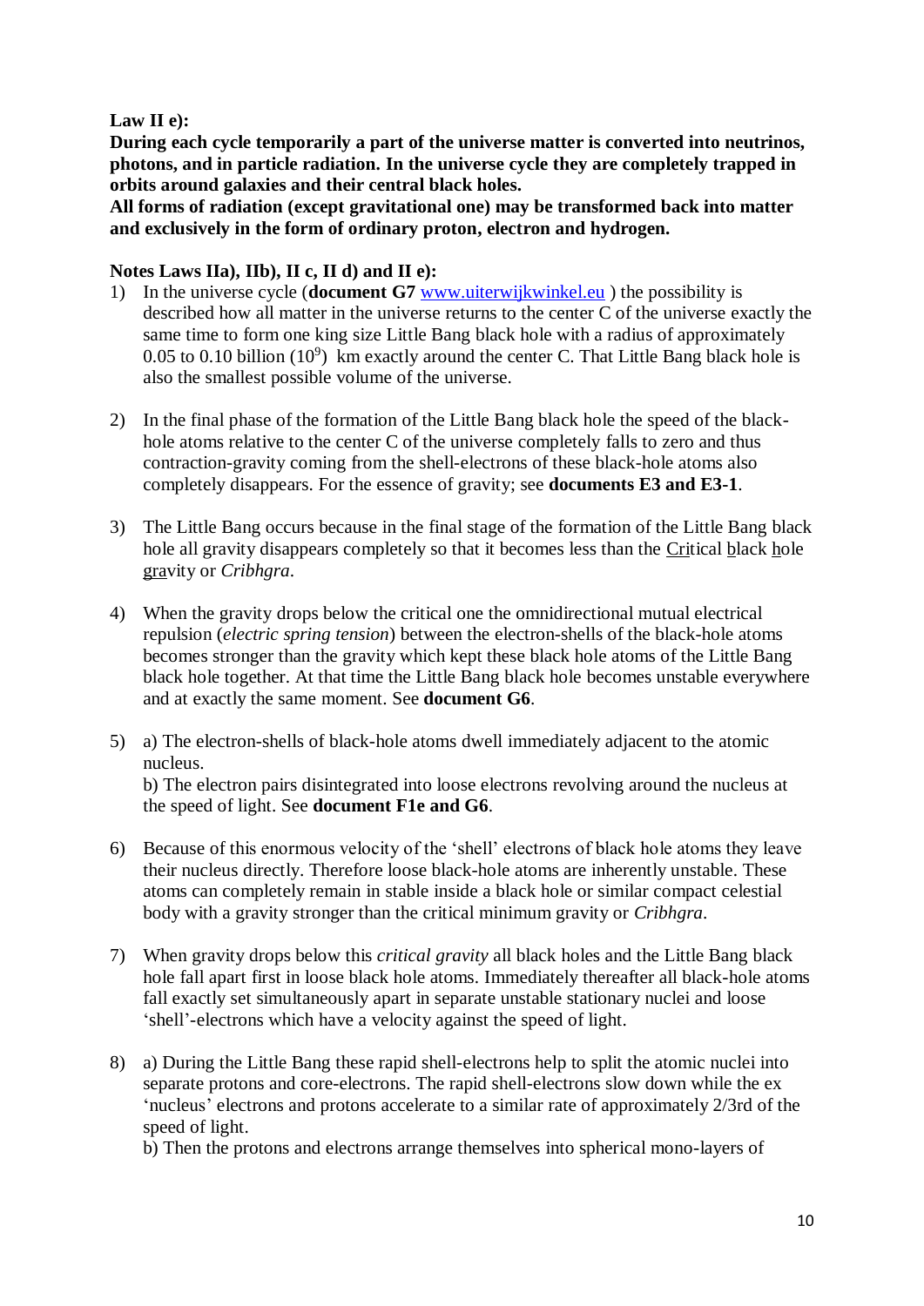**Law II e):**
**During each cycle temporarily a part of the universe matter is converted into neutrinos, photons, and in particle radiation. In the universe cycle they are completely trapped in orbits around galaxies and their central black holes.**
**All forms of radiation (except gravitational one) may be transformed back into matter and exclusively in the form of ordinary proton, electron and hydrogen.**

**Notes Laws IIa), IIb), II c, II d) and II e):**

1) In the universe cycle (**document G7** www.uiterwijkwinkel.eu ) the possibility is described how all matter in the universe returns to the center C of the universe exactly the same time to form one king size Little Bang black hole with a radius of approximately 0.05 to 0.10 billion ($10^9$) km exactly around the center C. That Little Bang black hole is also the smallest possible volume of the universe.

2) In the final phase of the formation of the Little Bang black hole the speed of the black-hole atoms relative to the center C of the universe completely falls to zero and thus contraction-gravity coming from the shell-electrons of these black-hole atoms also completely disappears. For the essence of gravity; see **documents E3 and E3-1**.

3) The Little Bang occurs because in the final stage of the formation of the Little Bang black hole all gravity disappears completely so that it becomes less than the Critical black hole gravity or *Cribhgra*.

4) When the gravity drops below the critical one the omnidirectional mutual electrical repulsion (*electric spring tension*) between the electron-shells of the black-hole atoms becomes stronger than the gravity which kept these black hole atoms of the Little Bang black hole together. At that time the Little Bang black hole becomes unstable everywhere and at exactly the same moment. See **document G6**.

5) a) The electron-shells of black-hole atoms dwell immediately adjacent to the atomic nucleus.
b) The electron pairs disintegrated into loose electrons revolving around the nucleus at the speed of light. See **document F1e and G6**.

6) Because of this enormous velocity of the 'shell' electrons of black hole atoms they leave their nucleus directly. Therefore loose black-hole atoms are inherently unstable. These atoms can completely remain in stable inside a black hole or similar compact celestial body with a gravity stronger than the critical minimum gravity or *Cribhgra*.

7) When gravity drops below this *critical gravity* all black holes and the Little Bang black hole fall apart first in loose black hole atoms. Immediately thereafter all black-hole atoms fall exactly set simultaneously apart in separate unstable stationary nuclei and loose 'shell'-electrons which have a velocity against the speed of light.

8) a) During the Little Bang these rapid shell-electrons help to split the atomic nuclei into separate protons and core-electrons. The rapid shell-electrons slow down while the ex 'nucleus' electrons and protons accelerate to a similar rate of approximately 2/3rd of the speed of light.
b) Then the protons and electrons arrange themselves into spherical mono-layers of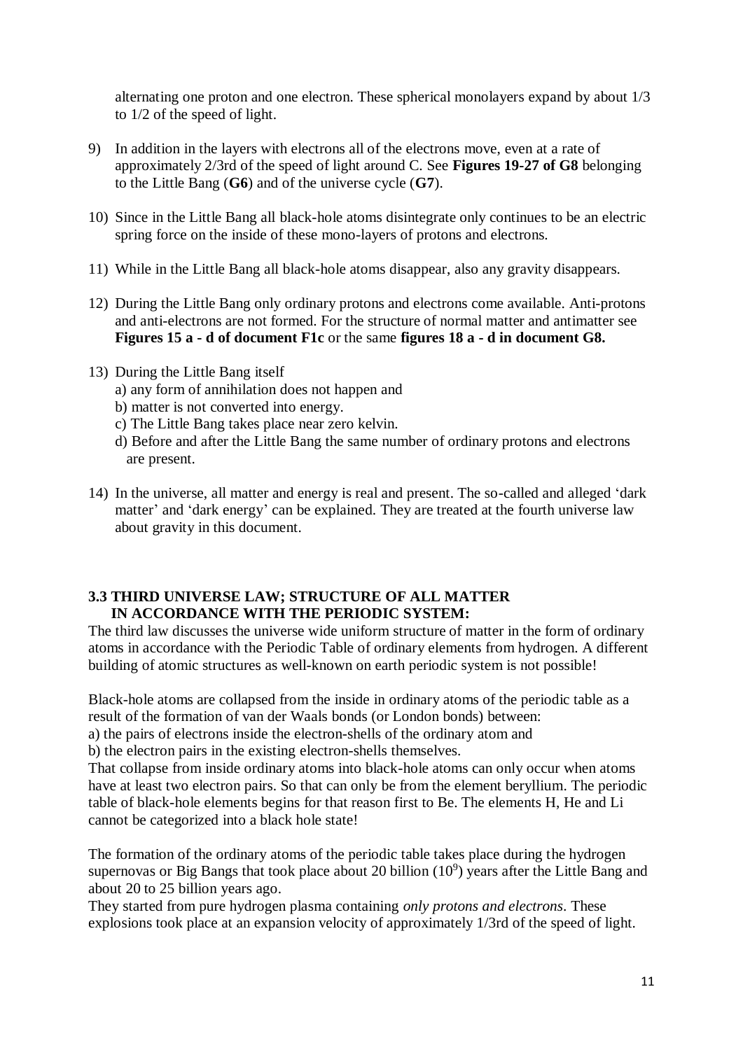alternating one proton and one electron. These spherical monolayers expand by about 1/3 to 1/2 of the speed of light.

9) In addition in the layers with electrons all of the electrons move, even at a rate of approximately 2/3rd of the speed of light around C. See **Figures 19-27 of G8** belonging to the Little Bang (**G6**) and of the universe cycle (**G7**).

10) Since in the Little Bang all black-hole atoms disintegrate only continues to be an electric spring force on the inside of these mono-layers of protons and electrons.

11) While in the Little Bang all black-hole atoms disappear, also any gravity disappears.

12) During the Little Bang only ordinary protons and electrons come available. Anti-protons and anti-electrons are not formed. For the structure of normal matter and antimatter see **Figures 15 a - d of document F1c** or the same **figures 18 a - d in document G8.**

13) During the Little Bang itself
    a) any form of annihilation does not happen and
    b) matter is not converted into energy.
    c) The Little Bang takes place near zero kelvin.
    d) Before and after the Little Bang the same number of ordinary protons and electrons are present.

14) In the universe, all matter and energy is real and present. The so-called and alleged 'dark matter' and 'dark energy' can be explained. They are treated at the fourth universe law about gravity in this document.

### 3.3 THIRD UNIVERSE LAW; STRUCTURE OF ALL MATTER IN ACCORDANCE WITH THE PERIODIC SYSTEM:

The third law discusses the universe wide uniform structure of matter in the form of ordinary atoms in accordance with the Periodic Table of ordinary elements from hydrogen. A different building of atomic structures as well-known on earth periodic system is not possible!

Black-hole atoms are collapsed from the inside in ordinary atoms of the periodic table as a result of the formation of van der Waals bonds (or London bonds) between:
a) the pairs of electrons inside the electron-shells of the ordinary atom and
b) the electron pairs in the existing electron-shells themselves.
That collapse from inside ordinary atoms into black-hole atoms can only occur when atoms have at least two electron pairs. So that can only be from the element beryllium. The periodic table of black-hole elements begins for that reason first to Be. The elements H, He and Li cannot be categorized into a black hole state!

The formation of the ordinary atoms of the periodic table takes place during the hydrogen supernovas or Big Bangs that took place about 20 billion ($10^9$) years after the Little Bang and about 20 to 25 billion years ago.
They started from pure hydrogen plasma containing *only protons and electrons*. These explosions took place at an expansion velocity of approximately 1/3rd of the speed of light.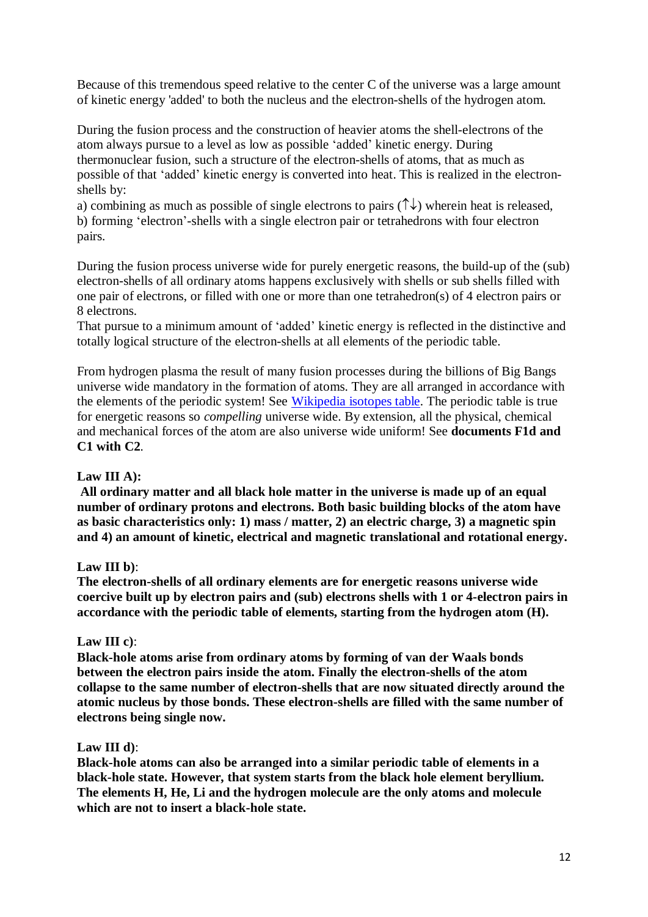Because of this tremendous speed relative to the center C of the universe was a large amount of kinetic energy 'added' to both the nucleus and the electron-shells of the hydrogen atom.

During the fusion process and the construction of heavier atoms the shell-electrons of the atom always pursue to a level as low as possible 'added' kinetic energy. During thermonuclear fusion, such a structure of the electron-shells of atoms, that as much as possible of that 'added' kinetic energy is converted into heat. This is realized in the electron-shells by:

a) combining as much as possible of single electrons to pairs (↑↓) wherein heat is released,
b) forming 'electron'-shells with a single electron pair or tetrahedrons with four electron pairs.

During the fusion process universe wide for purely energetic reasons, the build-up of the (sub) electron-shells of all ordinary atoms happens exclusively with shells or sub shells filled with one pair of electrons, or filled with one or more than one tetrahedron(s) of 4 electron pairs or 8 electrons.
That pursue to a minimum amount of 'added' kinetic energy is reflected in the distinctive and totally logical structure of the electron-shells at all elements of the periodic table.

From hydrogen plasma the result of many fusion processes during the billions of Big Bangs universe wide mandatory in the formation of atoms. They are all arranged in accordance with the elements of the periodic system! See [Wikipedia isotopes table](). The periodic table is true for energetic reasons so *compelling* universe wide. By extension, all the physical, chemical and mechanical forces of the atom are also universe wide uniform! See **documents F1d and C1 with C2**.

**Law III A):**
**All ordinary matter and all black hole matter in the universe is made up of an equal number of ordinary protons and electrons. Both basic building blocks of the atom have as basic characteristics only: 1) mass / matter, 2) an electric charge, 3) a magnetic spin and 4) an amount of kinetic, electrical and magnetic translational and rotational energy.**

**Law III b)**:
**The electron-shells of all ordinary elements are for energetic reasons universe wide coercive built up by electron pairs and (sub) electrons shells with 1 or 4-electron pairs in accordance with the periodic table of elements, starting from the hydrogen atom (H).**

**Law III c)**:
**Black-hole atoms arise from ordinary atoms by forming of van der Waals bonds between the electron pairs inside the atom. Finally the electron-shells of the atom collapse to the same number of electron-shells that are now situated directly around the atomic nucleus by those bonds. These electron-shells are filled with the same number of electrons being single now.**

**Law III d)**:
**Black-hole atoms can also be arranged into a similar periodic table of elements in a black-hole state. However, that system starts from the black hole element beryllium. The elements H, He, Li and the hydrogen molecule are the only atoms and molecule which are not to insert a black-hole state.**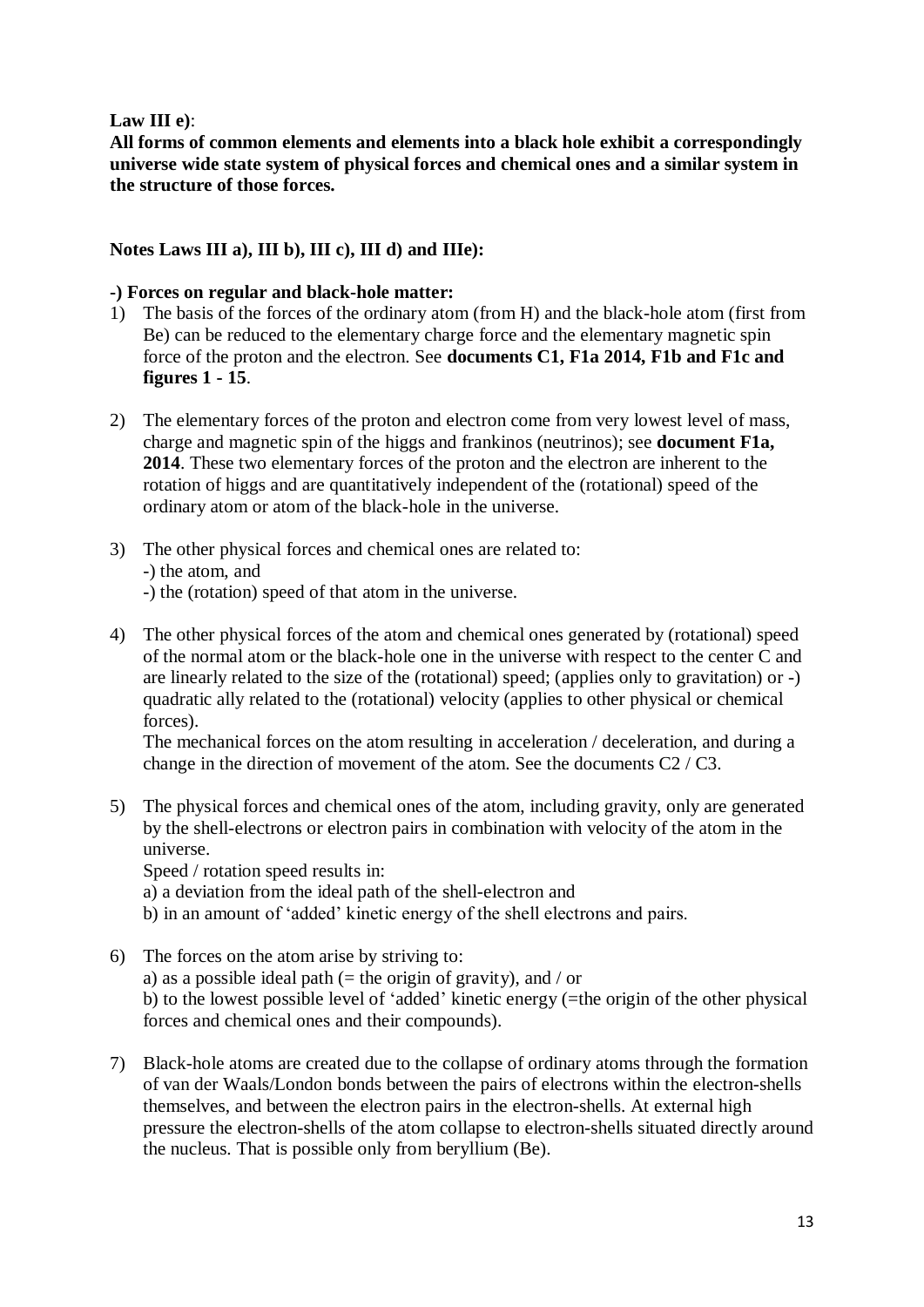**Law III e)**:

**All forms of common elements and elements into a black hole exhibit a correspondingly universe wide state system of physical forces and chemical ones and a similar system in the structure of those forces.**

**Notes Laws III a), III b), III c), III d) and IIIe):**

**-) Forces on regular and black-hole matter:**

1) The basis of the forces of the ordinary atom (from H) and the black-hole atom (first from Be) can be reduced to the elementary charge force and the elementary magnetic spin force of the proton and the electron. See **documents C1, F1a 2014, F1b and F1c and figures 1 - 15**.

2) The elementary forces of the proton and electron come from very lowest level of mass, charge and magnetic spin of the higgs and frankinos (neutrinos); see **document F1a, 2014**. These two elementary forces of the proton and the electron are inherent to the rotation of higgs and are quantitatively independent of the (rotational) speed of the ordinary atom or atom of the black-hole in the universe.

3) The other physical forces and chemical ones are related to:
   -) the atom, and
   -) the (rotation) speed of that atom in the universe.

4) The other physical forces of the atom and chemical ones generated by (rotational) speed of the normal atom or the black-hole one in the universe with respect to the center C and are linearly related to the size of the (rotational) speed; (applies only to gravitation) or -) quadratic ally related to the (rotational) velocity (applies to other physical or chemical forces).
   The mechanical forces on the atom resulting in acceleration / deceleration, and during a change in the direction of movement of the atom. See the documents C2 / C3.

5) The physical forces and chemical ones of the atom, including gravity, only are generated by the shell-electrons or electron pairs in combination with velocity of the atom in the universe.
   Speed / rotation speed results in:
   a) a deviation from the ideal path of the shell-electron and
   b) in an amount of 'added' kinetic energy of the shell electrons and pairs.

6) The forces on the atom arise by striving to:
   a) as a possible ideal path (= the origin of gravity), and / or
   b) to the lowest possible level of 'added' kinetic energy (=the origin of the other physical forces and chemical ones and their compounds).

7) Black-hole atoms are created due to the collapse of ordinary atoms through the formation of van der Waals/London bonds between the pairs of electrons within the electron-shells themselves, and between the electron pairs in the electron-shells. At external high pressure the electron-shells of the atom collapse to electron-shells situated directly around the nucleus. That is possible only from beryllium (Be).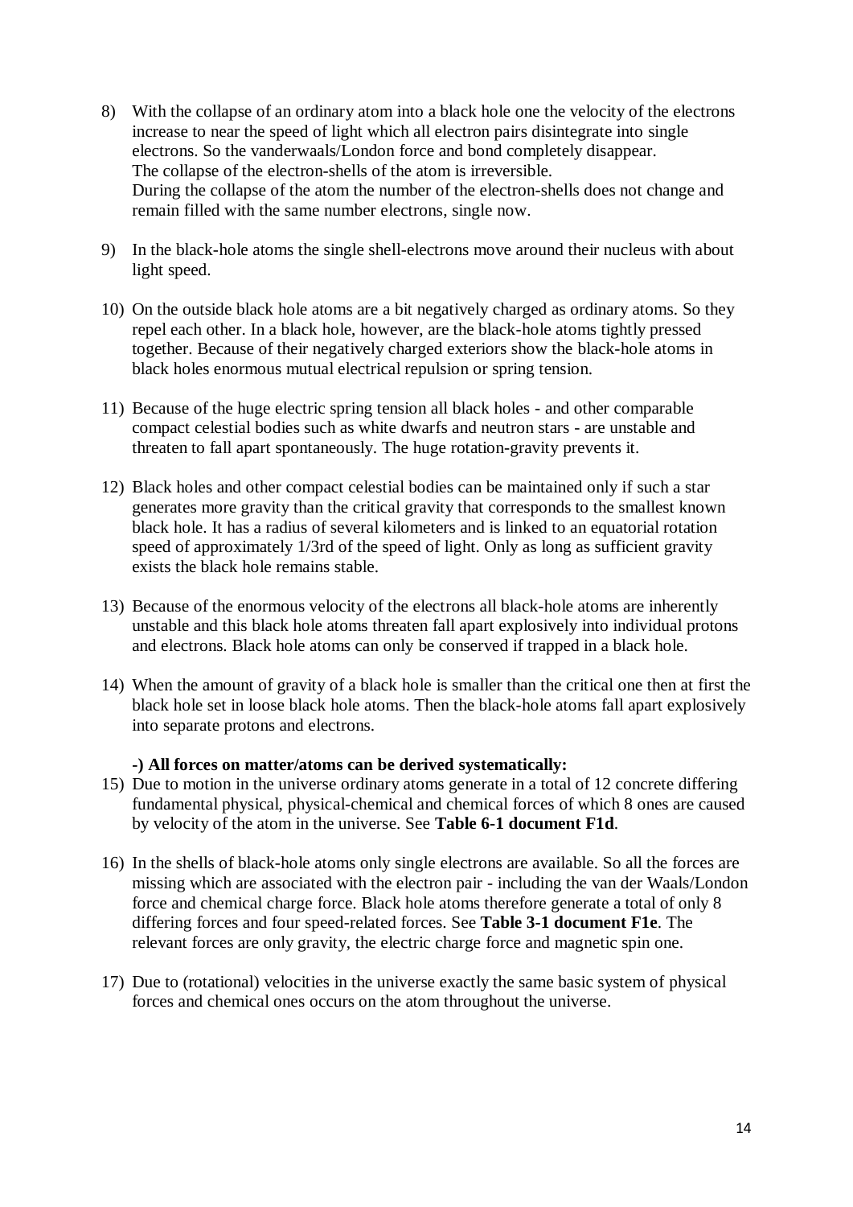8) With the collapse of an ordinary atom into a black hole one the velocity of the electrons increase to near the speed of light which all electron pairs disintegrate into single electrons. So the vanderwaals/London force and bond completely disappear.
   The collapse of the electron-shells of the atom is irreversible.
   During the collapse of the atom the number of the electron-shells does not change and remain filled with the same number electrons, single now.

9) In the black-hole atoms the single shell-electrons move around their nucleus with about light speed.

10) On the outside black hole atoms are a bit negatively charged as ordinary atoms. So they repel each other. In a black hole, however, are the black-hole atoms tightly pressed together. Because of their negatively charged exteriors show the black-hole atoms in black holes enormous mutual electrical repulsion or spring tension.

11) Because of the huge electric spring tension all black holes - and other comparable compact celestial bodies such as white dwarfs and neutron stars - are unstable and threaten to fall apart spontaneously. The huge rotation-gravity prevents it.

12) Black holes and other compact celestial bodies can be maintained only if such a star generates more gravity than the critical gravity that corresponds to the smallest known black hole. It has a radius of several kilometers and is linked to an equatorial rotation speed of approximately 1/3rd of the speed of light. Only as long as sufficient gravity exists the black hole remains stable.

13) Because of the enormous velocity of the electrons all black-hole atoms are inherently unstable and this black hole atoms threaten fall apart explosively into individual protons and electrons. Black hole atoms can only be conserved if trapped in a black hole.

14) When the amount of gravity of a black hole is smaller than the critical one then at first the black hole set in loose black hole atoms. Then the black-hole atoms fall apart explosively into separate protons and electrons.

**-) All forces on matter/atoms can be derived systematically:**

15) Due to motion in the universe ordinary atoms generate in a total of 12 concrete differing fundamental physical, physical-chemical and chemical forces of which 8 ones are caused by velocity of the atom in the universe. See **Table 6-1 document F1d**.

16) In the shells of black-hole atoms only single electrons are available. So all the forces are missing which are associated with the electron pair - including the van der Waals/London force and chemical charge force. Black hole atoms therefore generate a total of only 8 differing forces and four speed-related forces. See **Table 3-1 document F1e**. The relevant forces are only gravity, the electric charge force and magnetic spin one.

17) Due to (rotational) velocities in the universe exactly the same basic system of physical forces and chemical ones occurs on the atom throughout the universe.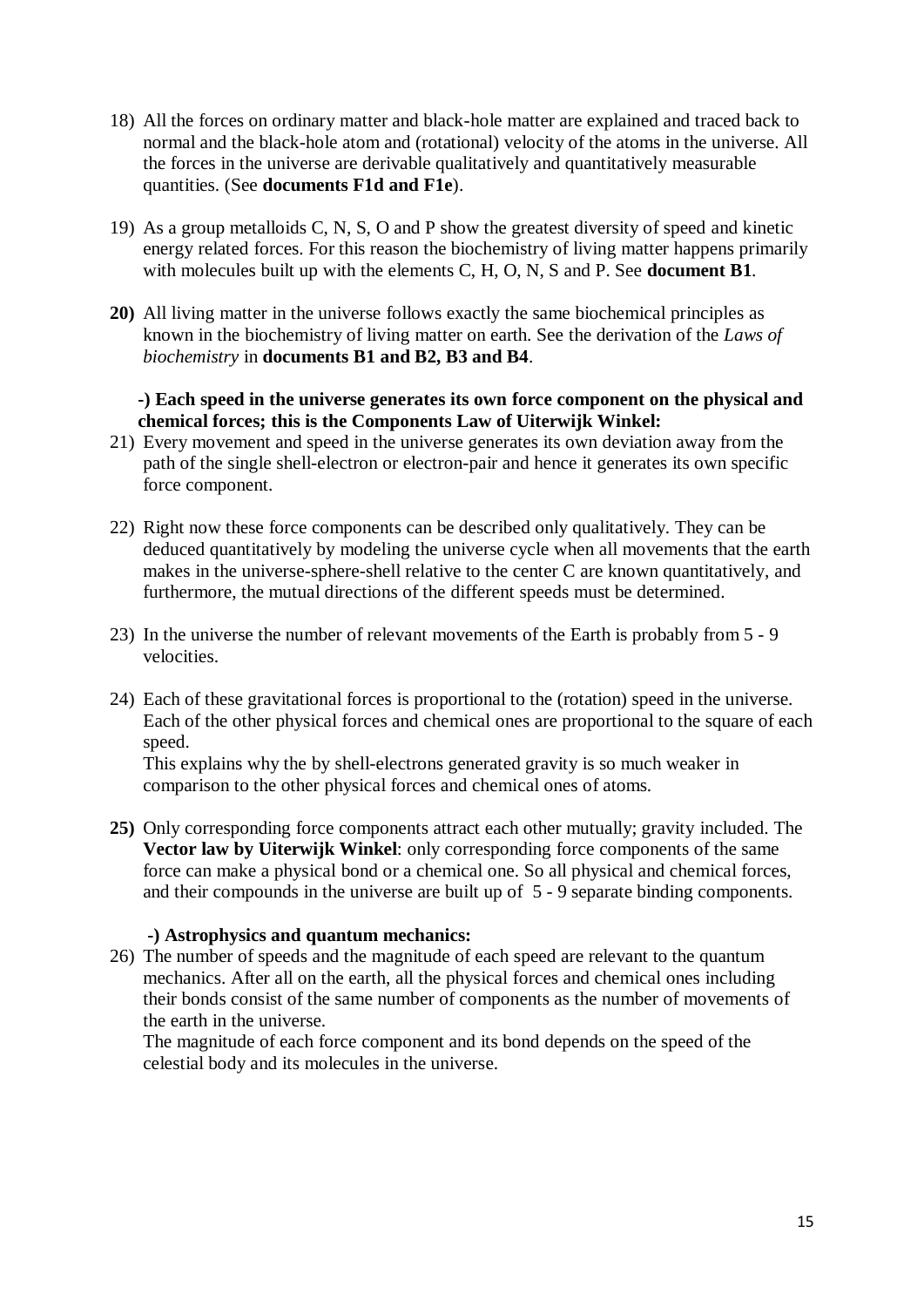18) All the forces on ordinary matter and black-hole matter are explained and traced back to normal and the black-hole atom and (rotational) velocity of the atoms in the universe. All the forces in the universe are derivable qualitatively and quantitatively measurable quantities. (See **documents F1d and F1e**).

19) As a group metalloids C, N, S, O and P show the greatest diversity of speed and kinetic energy related forces. For this reason the biochemistry of living matter happens primarily with molecules built up with the elements C, H, O, N, S and P. See **document B1**.

**20)** All living matter in the universe follows exactly the same biochemical principles as known in the biochemistry of living matter on earth. See the derivation of the *Laws of biochemistry* in **documents B1 and B2, B3 and B4**.

**-) Each speed in the universe generates its own force component on the physical and chemical forces; this is the Components Law of Uiterwijk Winkel:**

21) Every movement and speed in the universe generates its own deviation away from the path of the single shell-electron or electron-pair and hence it generates its own specific force component.

22) Right now these force components can be described only qualitatively. They can be deduced quantitatively by modeling the universe cycle when all movements that the earth makes in the universe-sphere-shell relative to the center C are known quantitatively, and furthermore, the mutual directions of the different speeds must be determined.

23) In the universe the number of relevant movements of the Earth is probably from 5 - 9 velocities.

24) Each of these gravitational forces is proportional to the (rotation) speed in the universe. Each of the other physical forces and chemical ones are proportional to the square of each speed.
This explains why the by shell-electrons generated gravity is so much weaker in comparison to the other physical forces and chemical ones of atoms.

**25)** Only corresponding force components attract each other mutually; gravity included. The **Vector law by Uiterwijk Winkel**: only corresponding force components of the same force can make a physical bond or a chemical one. So all physical and chemical forces, and their compounds in the universe are built up of 5 - 9 separate binding components.

**-) Astrophysics and quantum mechanics:**

26) The number of speeds and the magnitude of each speed are relevant to the quantum mechanics. After all on the earth, all the physical forces and chemical ones including their bonds consist of the same number of components as the number of movements of the earth in the universe.
The magnitude of each force component and its bond depends on the speed of the celestial body and its molecules in the universe.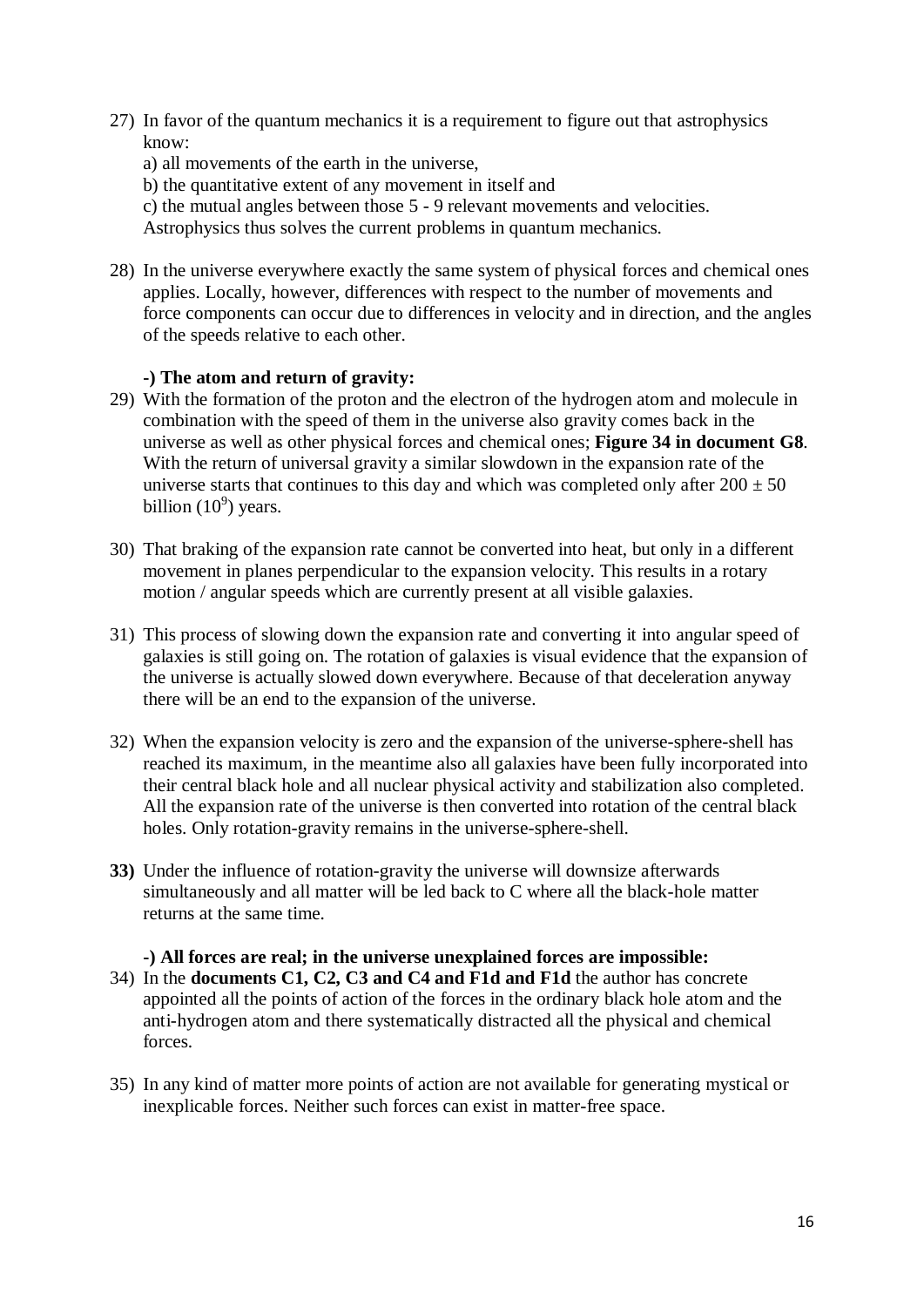27) In favor of the quantum mechanics it is a requirement to figure out that astrophysics know:

    a) all movements of the earth in the universe,

    b) the quantitative extent of any movement in itself and

    c) the mutual angles between those 5 - 9 relevant movements and velocities.

    Astrophysics thus solves the current problems in quantum mechanics.

28) In the universe everywhere exactly the same system of physical forces and chemical ones applies. Locally, however, differences with respect to the number of movements and force components can occur due to differences in velocity and in direction, and the angles of the speeds relative to each other.

**-) The atom and return of gravity:**

29) With the formation of the proton and the electron of the hydrogen atom and molecule in combination with the speed of them in the universe also gravity comes back in the universe as well as other physical forces and chemical ones; **Figure 34 in document G8**. With the return of universal gravity a similar slowdown in the expansion rate of the universe starts that continues to this day and which was completed only after $200 \pm 50$ billion ($10^9$) years.

30) That braking of the expansion rate cannot be converted into heat, but only in a different movement in planes perpendicular to the expansion velocity. This results in a rotary motion / angular speeds which are currently present at all visible galaxies.

31) This process of slowing down the expansion rate and converting it into angular speed of galaxies is still going on. The rotation of galaxies is visual evidence that the expansion of the universe is actually slowed down everywhere. Because of that deceleration anyway there will be an end to the expansion of the universe.

32) When the expansion velocity is zero and the expansion of the universe-sphere-shell has reached its maximum, in the meantime also all galaxies have been fully incorporated into their central black hole and all nuclear physical activity and stabilization also completed. All the expansion rate of the universe is then converted into rotation of the central black holes. Only rotation-gravity remains in the universe-sphere-shell.

**33)** Under the influence of rotation-gravity the universe will downsize afterwards simultaneously and all matter will be led back to C where all the black-hole matter returns at the same time.

**-) All forces are real; in the universe unexplained forces are impossible:**

34) In the **documents C1, C2, C3 and C4 and F1d and F1d** the author has concrete appointed all the points of action of the forces in the ordinary black hole atom and the anti-hydrogen atom and there systematically distracted all the physical and chemical forces.

35) In any kind of matter more points of action are not available for generating mystical or inexplicable forces. Neither such forces can exist in matter-free space.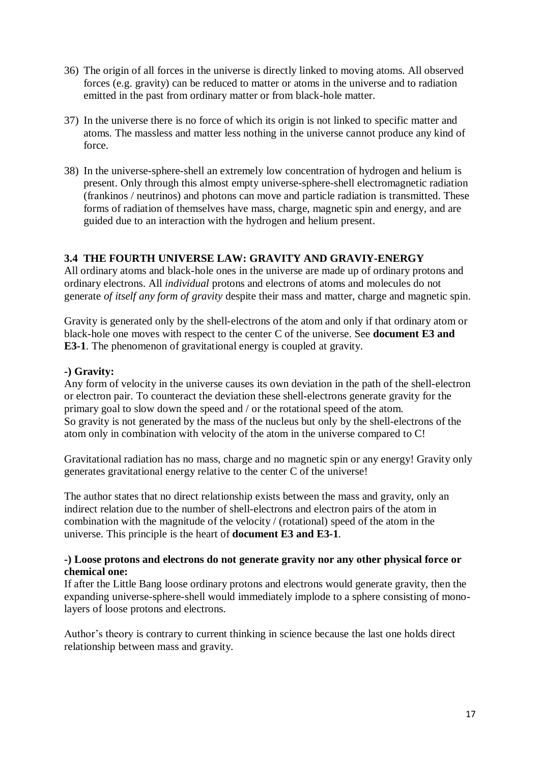36) The origin of all forces in the universe is directly linked to moving atoms. All observed forces (e.g. gravity) can be reduced to matter or atoms in the universe and to radiation emitted in the past from ordinary matter or from black-hole matter.

37) In the universe there is no force of which its origin is not linked to specific matter and atoms. The massless and matter less nothing in the universe cannot produce any kind of force.

38) In the universe-sphere-shell an extremely low concentration of hydrogen and helium is present. Only through this almost empty universe-sphere-shell electromagnetic radiation (frankinos / neutrinos) and photons can move and particle radiation is transmitted. These forms of radiation of themselves have mass, charge, magnetic spin and energy, and are guided due to an interaction with the hydrogen and helium present.

### 3.4 THE FOURTH UNIVERSE LAW: GRAVITY AND GRAVIY-ENERGY

All ordinary atoms and black-hole ones in the universe are made up of ordinary protons and ordinary electrons. All *individual* protons and electrons of atoms and molecules do not generate *of itself any form of gravity* despite their mass and matter, charge and magnetic spin.

Gravity is generated only by the shell-electrons of the atom and only if that ordinary atom or black-hole one moves with respect to the center C of the universe. See **document E3 and E3-1**. The phenomenon of gravitational energy is coupled at gravity.

**-) Gravity:**

Any form of velocity in the universe causes its own deviation in the path of the shell-electron or electron pair. To counteract the deviation these shell-electrons generate gravity for the primary goal to slow down the speed and / or the rotational speed of the atom.
So gravity is not generated by the mass of the nucleus but only by the shell-electrons of the atom only in combination with velocity of the atom in the universe compared to C!

Gravitational radiation has no mass, charge and no magnetic spin or any energy! Gravity only generates gravitational energy relative to the center C of the universe!

The author states that no direct relationship exists between the mass and gravity, only an indirect relation due to the number of shell-electrons and electron pairs of the atom in combination with the magnitude of the velocity / (rotational) speed of the atom in the universe. This principle is the heart of **document E3 and E3-1**.

**-) Loose protons and electrons do not generate gravity nor any other physical force or chemical one:**

If after the Little Bang loose ordinary protons and electrons would generate gravity, then the expanding universe-sphere-shell would immediately implode to a sphere consisting of mono-layers of loose protons and electrons.

Author's theory is contrary to current thinking in science because the last one holds direct relationship between mass and gravity.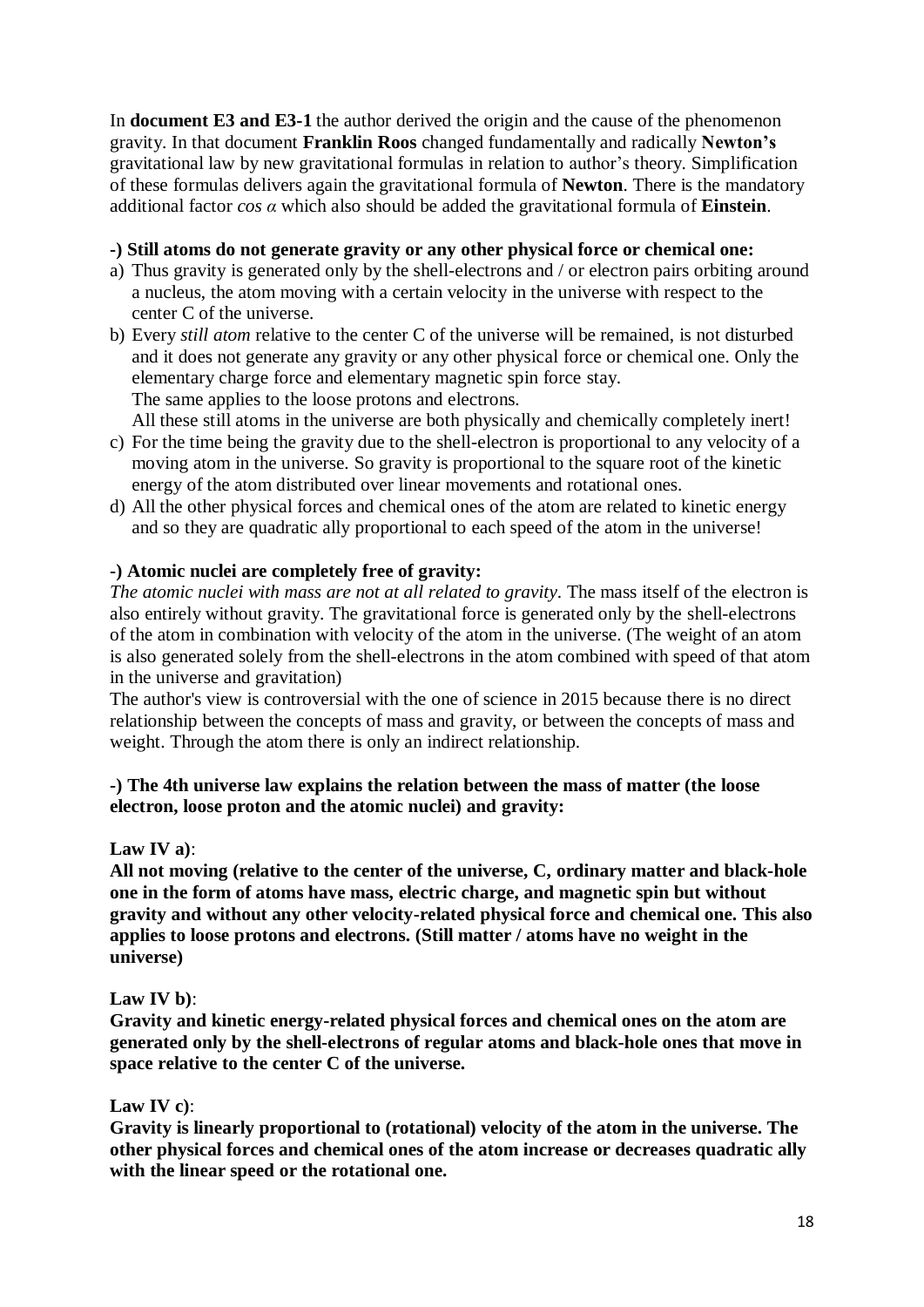In **document E3 and E3-1** the author derived the origin and the cause of the phenomenon gravity. In that document **Franklin Roos** changed fundamentally and radically **Newton's** gravitational law by new gravitational formulas in relation to author's theory. Simplification of these formulas delivers again the gravitational formula of **Newton**. There is the mandatory additional factor $\cos \alpha$ which also should be added the gravitational formula of **Einstein**.

**-) Still atoms do not generate gravity or any other physical force or chemical one:**

a) Thus gravity is generated only by the shell-electrons and / or electron pairs orbiting around a nucleus, the atom moving with a certain velocity in the universe with respect to the center C of the universe.
b) Every *still atom* relative to the center C of the universe will be remained, is not disturbed and it does not generate any gravity or any other physical force or chemical one. Only the elementary charge force and elementary magnetic spin force stay.
   The same applies to the loose protons and electrons.
   All these still atoms in the universe are both physically and chemically completely inert!
c) For the time being the gravity due to the shell-electron is proportional to any velocity of a moving atom in the universe. So gravity is proportional to the square root of the kinetic energy of the atom distributed over linear movements and rotational ones.
d) All the other physical forces and chemical ones of the atom are related to kinetic energy and so they are quadratic ally proportional to each speed of the atom in the universe!

**-) Atomic nuclei are completely free of gravity:**

*The atomic nuclei with mass are not at all related to gravity*. The mass itself of the electron is also entirely without gravity. The gravitational force is generated only by the shell-electrons of the atom in combination with velocity of the atom in the universe. (The weight of an atom is also generated solely from the shell-electrons in the atom combined with speed of that atom in the universe and gravitation)

The author's view is controversial with the one of science in 2015 because there is no direct relationship between the concepts of mass and gravity, or between the concepts of mass and weight. Through the atom there is only an indirect relationship.

**-) The 4th universe law explains the relation between the mass of matter (the loose electron, loose proton and the atomic nuclei) and gravity:**

**Law IV a)**:

**All not moving (relative to the center of the universe, C, ordinary matter and black-hole one in the form of atoms have mass, electric charge, and magnetic spin but without gravity and without any other velocity-related physical force and chemical one. This also applies to loose protons and electrons. (Still matter / atoms have no weight in the universe)**

**Law IV b)**:

**Gravity and kinetic energy-related physical forces and chemical ones on the atom are generated only by the shell-electrons of regular atoms and black-hole ones that move in space relative to the center C of the universe.**

**Law IV c)**:

**Gravity is linearly proportional to (rotational) velocity of the atom in the universe. The other physical forces and chemical ones of the atom increase or decreases quadratic ally with the linear speed or the rotational one.**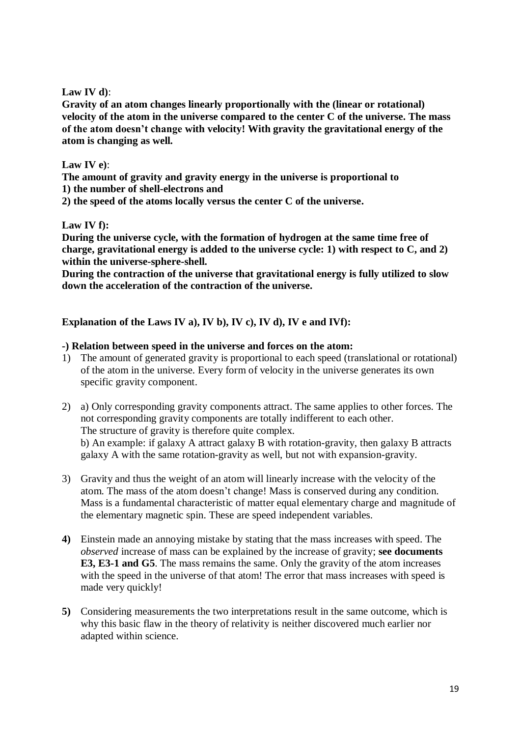**Law IV d)**:

**Gravity of an atom changes linearly proportionally with the (linear or rotational) velocity of the atom in the universe compared to the center C of the universe. The mass of the atom doesn't change with velocity! With gravity the gravitational energy of the atom is changing as well.**

**Law IV e)**:

**The amount of gravity and gravity energy in the universe is proportional to**
**1) the number of shell-electrons and**
**2) the speed of the atoms locally versus the center C of the universe.**

**Law IV f):**

**During the universe cycle, with the formation of hydrogen at the same time free of charge, gravitational energy is added to the universe cycle: 1) with respect to C, and 2) within the universe-sphere-shell.**

**During the contraction of the universe that gravitational energy is fully utilized to slow down the acceleration of the contraction of the universe.**

**Explanation of the Laws IV a), IV b), IV c), IV d), IV e and IVf):**

**-) Relation between speed in the universe and forces on the atom:**

1) The amount of generated gravity is proportional to each speed (translational or rotational) of the atom in the universe. Every form of velocity in the universe generates its own specific gravity component.

2) a) Only corresponding gravity components attract. The same applies to other forces. The not corresponding gravity components are totally indifferent to each other. The structure of gravity is therefore quite complex.
   b) An example: if galaxy A attract galaxy B with rotation-gravity, then galaxy B attracts galaxy A with the same rotation-gravity as well, but not with expansion-gravity.

3) Gravity and thus the weight of an atom will linearly increase with the velocity of the atom. The mass of the atom doesn't change! Mass is conserved during any condition. Mass is a fundamental characteristic of matter equal elementary charge and magnitude of the elementary magnetic spin. These are speed independent variables.

**4)** Einstein made an annoying mistake by stating that the mass increases with speed. The *observed* increase of mass can be explained by the increase of gravity; **see documents E3, E3-1 and G5**. The mass remains the same. Only the gravity of the atom increases with the speed in the universe of that atom! The error that mass increases with speed is made very quickly!

**5)** Considering measurements the two interpretations result in the same outcome, which is why this basic flaw in the theory of relativity is neither discovered much earlier nor adapted within science.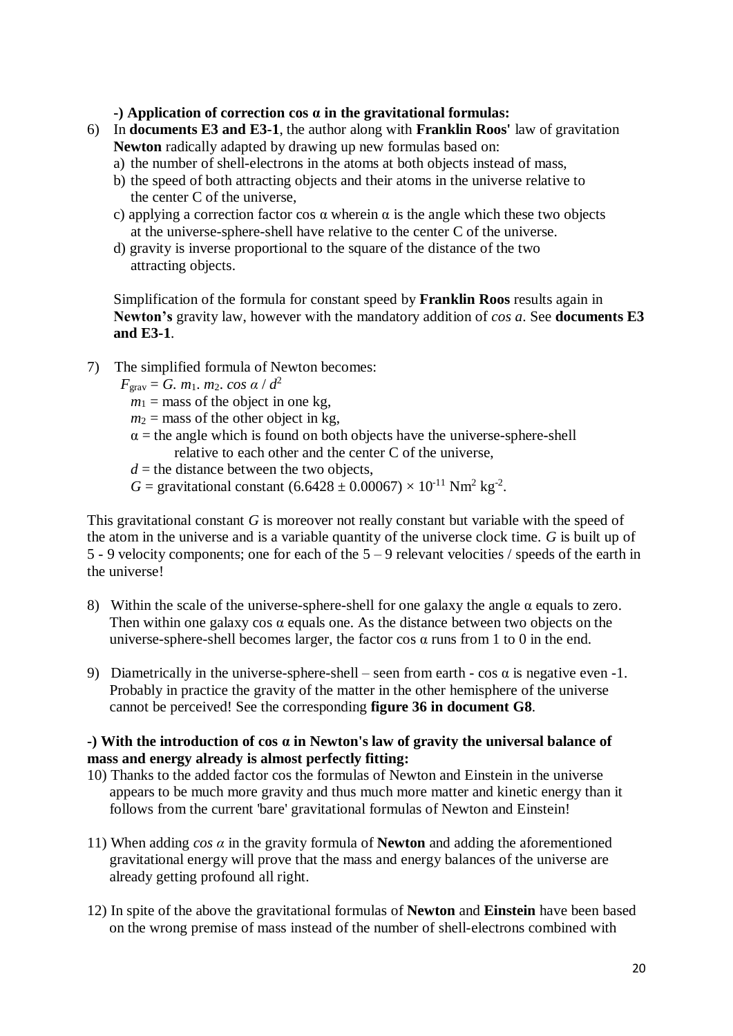**-) Application of correction cos α in the gravitational formulas:**

6) In **documents E3 and E3-1**, the author along with **Franklin Roos**' law of gravitation **Newton** radically adapted by drawing up new formulas based on:
   a) the number of shell-electrons in the atoms at both objects instead of mass,
   b) the speed of both attracting objects and their atoms in the universe relative to the center C of the universe,
   c) applying a correction factor cos α wherein α is the angle which these two objects at the universe-sphere-shell have relative to the center C of the universe.
   d) gravity is inverse proportional to the square of the distance of the two attracting objects.

   Simplification of the formula for constant speed by **Franklin Roos** results again in **Newton's** gravity law, however with the mandatory addition of *cos a*. See **documents E3 and E3-1**.

7) The simplified formula of Newton becomes:
   $F_{grav} = G.\ m_1.\ m_2.\ cos\ \alpha\ /\ d^2$
   $m_1$ = mass of the object in one kg,
   $m_2$ = mass of the other object in kg,
   $\alpha$ = the angle which is found on both objects have the universe-sphere-shell relative to each other and the center C of the universe,
   $d$ = the distance between the two objects,
   $G$ = gravitational constant $(6.6428 \pm 0.00067) \times 10^{-11}$ Nm$^2$ kg$^{-2}$.

This gravitational constant $G$ is moreover not really constant but variable with the speed of the atom in the universe and is a variable quantity of the universe clock time. $G$ is built up of 5 - 9 velocity components; one for each of the 5 – 9 relevant velocities / speeds of the earth in the universe!

8) Within the scale of the universe-sphere-shell for one galaxy the angle α equals to zero. Then within one galaxy cos α equals one. As the distance between two objects on the universe-sphere-shell becomes larger, the factor cos α runs from 1 to 0 in the end.

9) Diametrically in the universe-sphere-shell – seen from earth - cos α is negative even -1. Probably in practice the gravity of the matter in the other hemisphere of the universe cannot be perceived! See the corresponding **figure 36 in document G8**.

**-) With the introduction of cos α in Newton's law of gravity the universal balance of mass and energy already is almost perfectly fitting:**

10) Thanks to the added factor cos the formulas of Newton and Einstein in the universe appears to be much more gravity and thus much more matter and kinetic energy than it follows from the current 'bare' gravitational formulas of Newton and Einstein!

11) When adding *cos α* in the gravity formula of **Newton** and adding the aforementioned gravitational energy will prove that the mass and energy balances of the universe are already getting profound all right.

12) In spite of the above the gravitational formulas of **Newton** and **Einstein** have been based on the wrong premise of mass instead of the number of shell-electrons combined with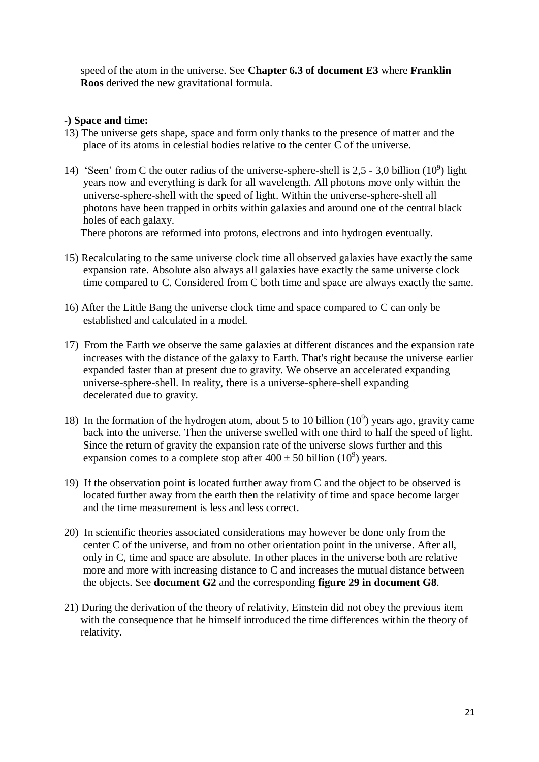speed of the atom in the universe. See **Chapter 6.3 of document E3** where **Franklin Roos** derived the new gravitational formula.

**-) Space and time:**

13) The universe gets shape, space and form only thanks to the presence of matter and the place of its atoms in celestial bodies relative to the center C of the universe.

14) 'Seen' from C the outer radius of the universe-sphere-shell is 2,5 - 3,0 billion ($10^9$) light years now and everything is dark for all wavelength. All photons move only within the universe-sphere-shell with the speed of light. Within the universe-sphere-shell all photons have been trapped in orbits within galaxies and around one of the central black holes of each galaxy.
There photons are reformed into protons, electrons and into hydrogen eventually.

15) Recalculating to the same universe clock time all observed galaxies have exactly the same expansion rate. Absolute also always all galaxies have exactly the same universe clock time compared to C. Considered from C both time and space are always exactly the same.

16) After the Little Bang the universe clock time and space compared to C can only be established and calculated in a model.

17) From the Earth we observe the same galaxies at different distances and the expansion rate increases with the distance of the galaxy to Earth. That's right because the universe earlier expanded faster than at present due to gravity. We observe an accelerated expanding universe-sphere-shell. In reality, there is a universe-sphere-shell expanding decelerated due to gravity.

18) In the formation of the hydrogen atom, about 5 to 10 billion ($10^9$) years ago, gravity came back into the universe. Then the universe swelled with one third to half the speed of light. Since the return of gravity the expansion rate of the universe slows further and this expansion comes to a complete stop after $400 \pm 50$ billion ($10^9$) years.

19) If the observation point is located further away from C and the object to be observed is located further away from the earth then the relativity of time and space become larger and the time measurement is less and less correct.

20) In scientific theories associated considerations may however be done only from the center C of the universe, and from no other orientation point in the universe. After all, only in C, time and space are absolute. In other places in the universe both are relative more and more with increasing distance to C and increases the mutual distance between the objects. See **document G2** and the corresponding **figure 29 in document G8**.

21) During the derivation of the theory of relativity, Einstein did not obey the previous item with the consequence that he himself introduced the time differences within the theory of relativity.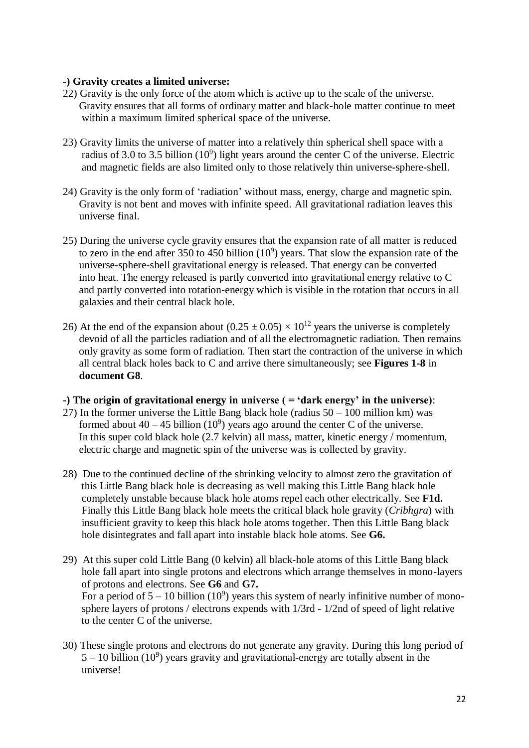**-) Gravity creates a limited universe:**

22) Gravity is the only force of the atom which is active up to the scale of the universe. Gravity ensures that all forms of ordinary matter and black-hole matter continue to meet within a maximum limited spherical space of the universe.

23) Gravity limits the universe of matter into a relatively thin spherical shell space with a radius of 3.0 to 3.5 billion ($10^9$) light years around the center C of the universe. Electric and magnetic fields are also limited only to those relatively thin universe-sphere-shell.

24) Gravity is the only form of 'radiation' without mass, energy, charge and magnetic spin. Gravity is not bent and moves with infinite speed. All gravitational radiation leaves this universe final.

25) During the universe cycle gravity ensures that the expansion rate of all matter is reduced to zero in the end after 350 to 450 billion ($10^9$) years. That slow the expansion rate of the universe-sphere-shell gravitational energy is released. That energy can be converted into heat. The energy released is partly converted into gravitational energy relative to C and partly converted into rotation-energy which is visible in the rotation that occurs in all galaxies and their central black hole.

26) At the end of the expansion about $(0.25 \pm 0.05) \times 10^{12}$ years the universe is completely devoid of all the particles radiation and of all the electromagnetic radiation. Then remains only gravity as some form of radiation. Then start the contraction of the universe in which all central black holes back to C and arrive there simultaneously; see **Figures 1-8** in **document G8**.

**-) The origin of gravitational energy in universe ( = 'dark energy' in the universe)**:

27) In the former universe the Little Bang black hole (radius 50 – 100 million km) was formed about 40 – 45 billion ($10^9$) years ago around the center C of the universe. In this super cold black hole (2.7 kelvin) all mass, matter, kinetic energy / momentum, electric charge and magnetic spin of the universe was is collected by gravity.

28) Due to the continued decline of the shrinking velocity to almost zero the gravitation of this Little Bang black hole is decreasing as well making this Little Bang black hole completely unstable because black hole atoms repel each other electrically. See **F1d.** Finally this Little Bang black hole meets the critical black hole gravity (*Cribhgra*) with insufficient gravity to keep this black hole atoms together. Then this Little Bang black hole disintegrates and fall apart into instable black hole atoms. See **G6.**

29) At this super cold Little Bang (0 kelvin) all black-hole atoms of this Little Bang black hole fall apart into single protons and electrons which arrange themselves in mono-layers of protons and electrons. See **G6** and **G7.**
For a period of 5 – 10 billion ($10^9$) years this system of nearly infinitive number of mono-sphere layers of protons / electrons expends with 1/3rd - 1/2nd of speed of light relative to the center C of the universe.

30) These single protons and electrons do not generate any gravity. During this long period of 5 – 10 billion ($10^9$) years gravity and gravitational-energy are totally absent in the universe!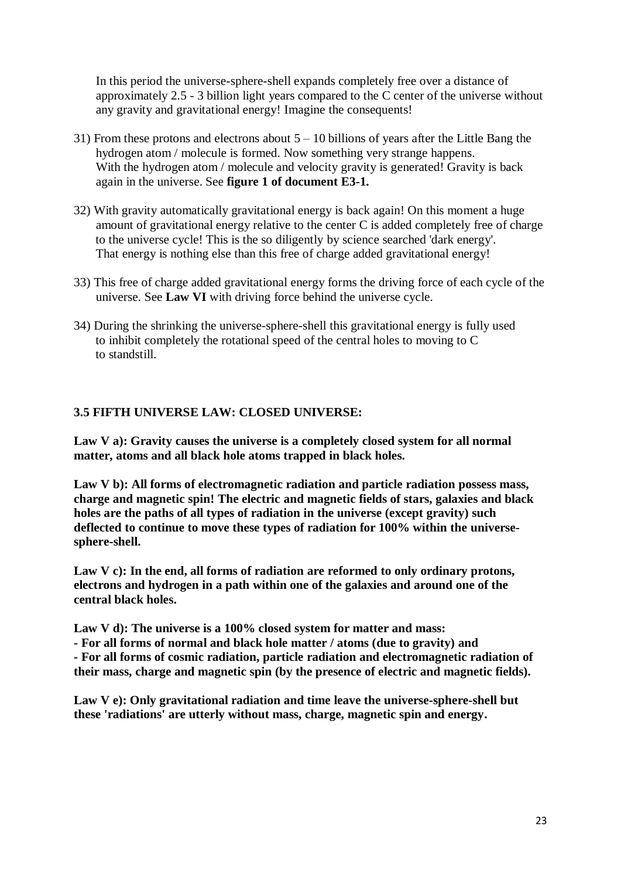In this period the universe-sphere-shell expands completely free over a distance of approximately 2.5 - 3 billion light years compared to the C center of the universe without any gravity and gravitational energy! Imagine the consequents!

31) From these protons and electrons about 5 – 10 billions of years after the Little Bang the hydrogen atom / molecule is formed. Now something very strange happens. With the hydrogen atom / molecule and velocity gravity is generated! Gravity is back again in the universe. See **figure 1 of document E3-1.**

32) With gravity automatically gravitational energy is back again! On this moment a huge amount of gravitational energy relative to the center C is added completely free of charge to the universe cycle! This is the so diligently by science searched 'dark energy'. That energy is nothing else than this free of charge added gravitational energy!

33) This free of charge added gravitational energy forms the driving force of each cycle of the universe. See **Law VI** with driving force behind the universe cycle.

34) During the shrinking the universe-sphere-shell this gravitational energy is fully used to inhibit completely the rotational speed of the central holes to moving to C to standstill.

### 3.5 FIFTH UNIVERSE LAW: CLOSED UNIVERSE:

**Law V a): Gravity causes the universe is a completely closed system for all normal matter, atoms and all black hole atoms trapped in black holes.**

**Law V b): All forms of electromagnetic radiation and particle radiation possess mass, charge and magnetic spin! The electric and magnetic fields of stars, galaxies and black holes are the paths of all types of radiation in the universe (except gravity) such deflected to continue to move these types of radiation for 100% within the universe-sphere-shell.**

**Law V c): In the end, all forms of radiation are reformed to only ordinary protons, electrons and hydrogen in a path within one of the galaxies and around one of the central black holes.**

**Law V d): The universe is a 100% closed system for matter and mass:**
**- For all forms of normal and black hole matter / atoms (due to gravity) and**
**- For all forms of cosmic radiation, particle radiation and electromagnetic radiation of their mass, charge and magnetic spin (by the presence of electric and magnetic fields).**

**Law V e): Only gravitational radiation and time leave the universe-sphere-shell but these 'radiations' are utterly without mass, charge, magnetic spin and energy.**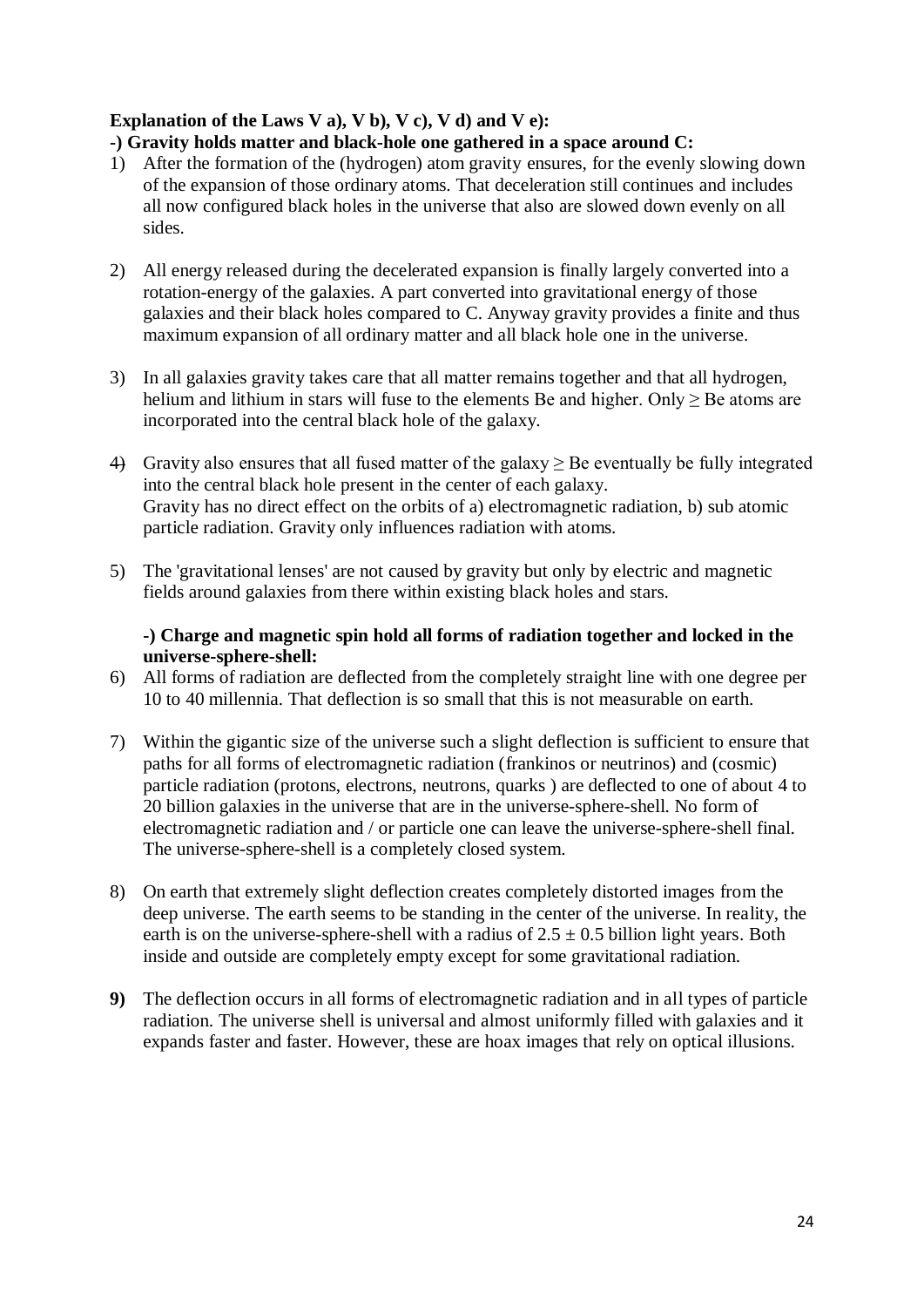**Explanation of the Laws V a), V b), V c), V d) and V e):**

**-) Gravity holds matter and black-hole one gathered in a space around C:**

1) After the formation of the (hydrogen) atom gravity ensures, for the evenly slowing down of the expansion of those ordinary atoms. That deceleration still continues and includes all now configured black holes in the universe that also are slowed down evenly on all sides.

2) All energy released during the decelerated expansion is finally largely converted into a rotation-energy of the galaxies. A part converted into gravitational energy of those galaxies and their black holes compared to C. Anyway gravity provides a finite and thus maximum expansion of all ordinary matter and all black hole one in the universe.

3) In all galaxies gravity takes care that all matter remains together and that all hydrogen, helium and lithium in stars will fuse to the elements Be and higher. Only ≥ Be atoms are incorporated into the central black hole of the galaxy.

4) Gravity also ensures that all fused matter of the galaxy ≥ Be eventually be fully integrated into the central black hole present in the center of each galaxy.
Gravity has no direct effect on the orbits of a) electromagnetic radiation, b) sub atomic particle radiation. Gravity only influences radiation with atoms.

5) The 'gravitational lenses' are not caused by gravity but only by electric and magnetic fields around galaxies from there within existing black holes and stars.

**-) Charge and magnetic spin hold all forms of radiation together and locked in the universe-sphere-shell:**

6) All forms of radiation are deflected from the completely straight line with one degree per 10 to 40 millennia. That deflection is so small that this is not measurable on earth.

7) Within the gigantic size of the universe such a slight deflection is sufficient to ensure that paths for all forms of electromagnetic radiation (frankinos or neutrinos) and (cosmic) particle radiation (protons, electrons, neutrons, quarks ) are deflected to one of about 4 to 20 billion galaxies in the universe that are in the universe-sphere-shell. No form of electromagnetic radiation and / or particle one can leave the universe-sphere-shell final. The universe-sphere-shell is a completely closed system.

8) On earth that extremely slight deflection creates completely distorted images from the deep universe. The earth seems to be standing in the center of the universe. In reality, the earth is on the universe-sphere-shell with a radius of $2.5 \pm 0.5$ billion light years. Both inside and outside are completely empty except for some gravitational radiation.

**9)** The deflection occurs in all forms of electromagnetic radiation and in all types of particle radiation. The universe shell is universal and almost uniformly filled with galaxies and it expands faster and faster. However, these are hoax images that rely on optical illusions.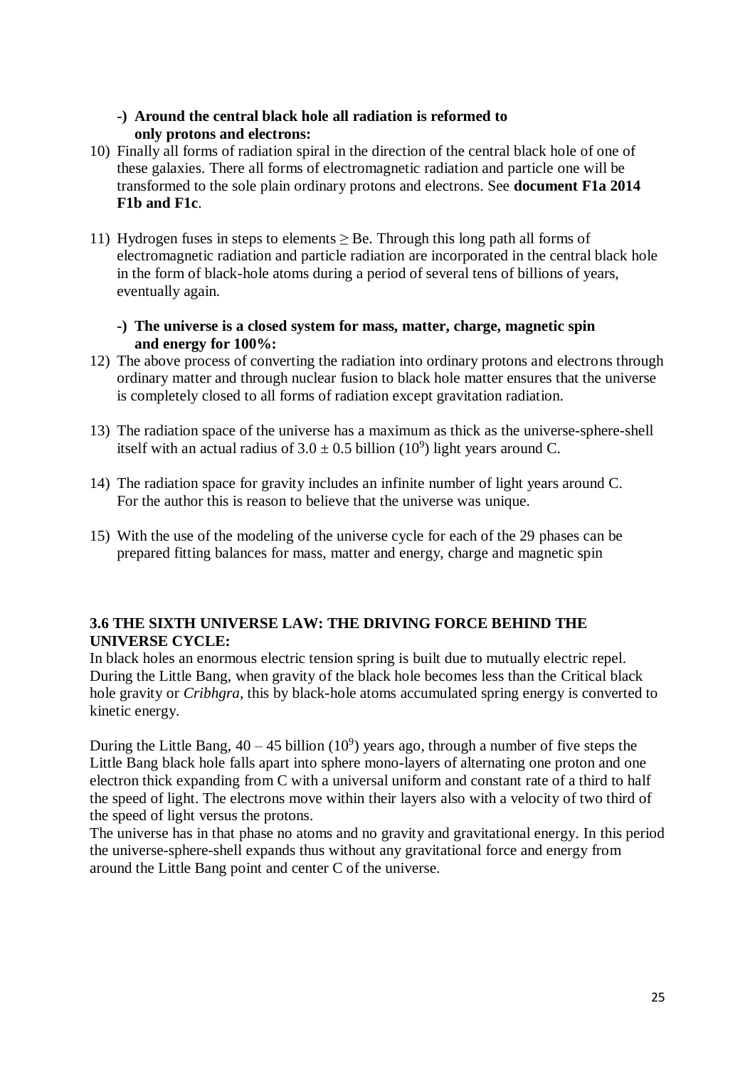**-) Around the central black hole all radiation is reformed to only protons and electrons:**

10) Finally all forms of radiation spiral in the direction of the central black hole of one of these galaxies. There all forms of electromagnetic radiation and particle one will be transformed to the sole plain ordinary protons and electrons. See **document F1a 2014 F1b and F1c**.

11) Hydrogen fuses in steps to elements ≥ Be. Through this long path all forms of electromagnetic radiation and particle radiation are incorporated in the central black hole in the form of black-hole atoms during a period of several tens of billions of years, eventually again.

**-) The universe is a closed system for mass, matter, charge, magnetic spin and energy for 100%:**

12) The above process of converting the radiation into ordinary protons and electrons through ordinary matter and through nuclear fusion to black hole matter ensures that the universe is completely closed to all forms of radiation except gravitation radiation.

13) The radiation space of the universe has a maximum as thick as the universe-sphere-shell itself with an actual radius of $3.0 \pm 0.5$ billion ($10^9$) light years around C.

14) The radiation space for gravity includes an infinite number of light years around C. For the author this is reason to believe that the universe was unique.

15) With the use of the modeling of the universe cycle for each of the 29 phases can be prepared fitting balances for mass, matter and energy, charge and magnetic spin

### 3.6 THE SIXTH UNIVERSE LAW: THE DRIVING FORCE BEHIND THE UNIVERSE CYCLE:

In black holes an enormous electric tension spring is built due to mutually electric repel. During the Little Bang, when gravity of the black hole becomes less than the Critical black hole gravity or *Cribhgra*, this by black-hole atoms accumulated spring energy is converted to kinetic energy.

During the Little Bang, 40 – 45 billion ($10^9$) years ago, through a number of five steps the Little Bang black hole falls apart into sphere mono-layers of alternating one proton and one electron thick expanding from C with a universal uniform and constant rate of a third to half the speed of light. The electrons move within their layers also with a velocity of two third of the speed of light versus the protons.
The universe has in that phase no atoms and no gravity and gravitational energy. In this period the universe-sphere-shell expands thus without any gravitational force and energy from around the Little Bang point and center C of the universe.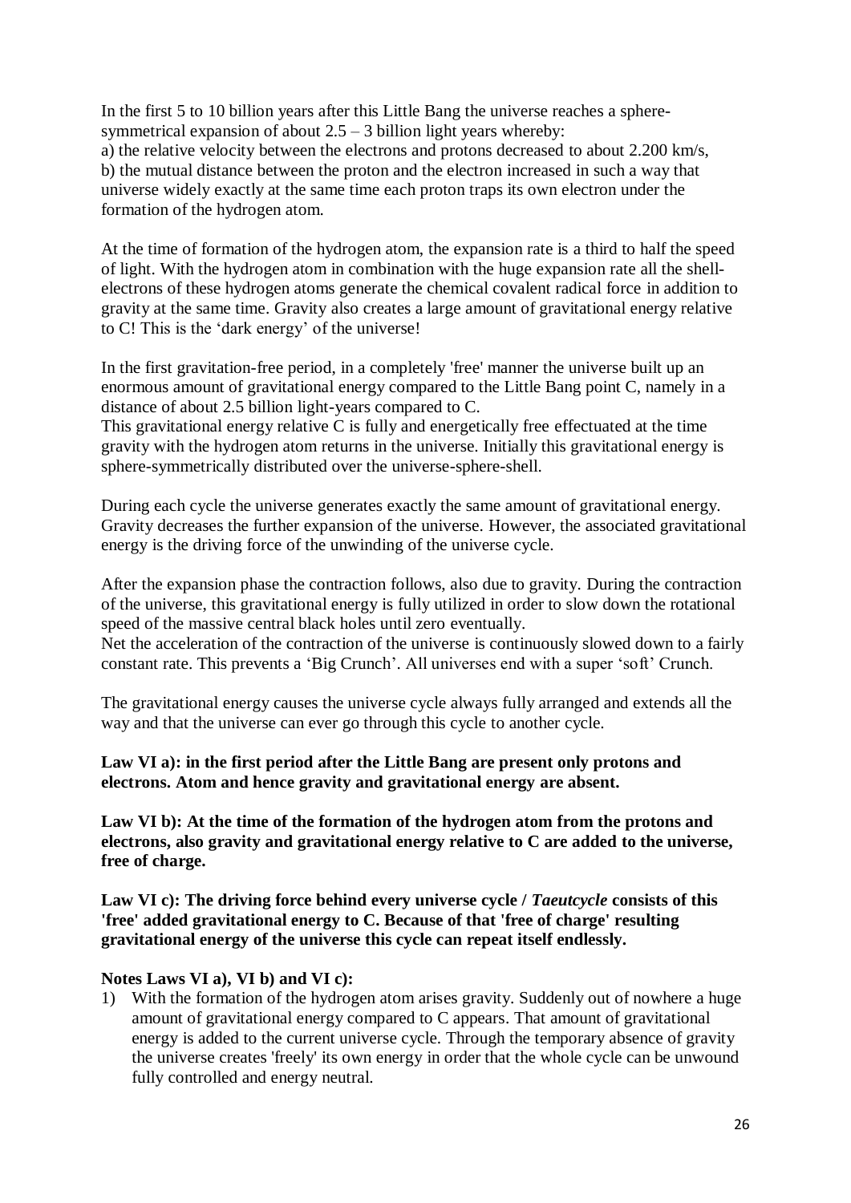In the first 5 to 10 billion years after this Little Bang the universe reaches a sphere-symmetrical expansion of about 2.5 – 3 billion light years whereby:
a) the relative velocity between the electrons and protons decreased to about 2.200 km/s,
b) the mutual distance between the proton and the electron increased in such a way that universe widely exactly at the same time each proton traps its own electron under the formation of the hydrogen atom.

At the time of formation of the hydrogen atom, the expansion rate is a third to half the speed of light. With the hydrogen atom in combination with the huge expansion rate all the shell-electrons of these hydrogen atoms generate the chemical covalent radical force in addition to gravity at the same time. Gravity also creates a large amount of gravitational energy relative to C! This is the 'dark energy' of the universe!

In the first gravitation-free period, in a completely 'free' manner the universe built up an enormous amount of gravitational energy compared to the Little Bang point C, namely in a distance of about 2.5 billion light-years compared to C.
This gravitational energy relative C is fully and energetically free effectuated at the time gravity with the hydrogen atom returns in the universe. Initially this gravitational energy is sphere-symmetrically distributed over the universe-sphere-shell.

During each cycle the universe generates exactly the same amount of gravitational energy. Gravity decreases the further expansion of the universe. However, the associated gravitational energy is the driving force of the unwinding of the universe cycle.

After the expansion phase the contraction follows, also due to gravity. During the contraction of the universe, this gravitational energy is fully utilized in order to slow down the rotational speed of the massive central black holes until zero eventually.
Net the acceleration of the contraction of the universe is continuously slowed down to a fairly constant rate. This prevents a 'Big Crunch'. All universes end with a super 'soft' Crunch.

The gravitational energy causes the universe cycle always fully arranged and extends all the way and that the universe can ever go through this cycle to another cycle.

**Law VI a): in the first period after the Little Bang are present only protons and electrons. Atom and hence gravity and gravitational energy are absent.**

**Law VI b): At the time of the formation of the hydrogen atom from the protons and electrons, also gravity and gravitational energy relative to C are added to the universe, free of charge.**

**Law VI c): The driving force behind every universe cycle / *Taeutcycle* consists of this 'free' added gravitational energy to C. Because of that 'free of charge' resulting gravitational energy of the universe this cycle can repeat itself endlessly.**

**Notes Laws VI a), VI b) and VI c):**

1) With the formation of the hydrogen atom arises gravity. Suddenly out of nowhere a huge amount of gravitational energy compared to C appears. That amount of gravitational energy is added to the current universe cycle. Through the temporary absence of gravity the universe creates 'freely' its own energy in order that the whole cycle can be unwound fully controlled and energy neutral.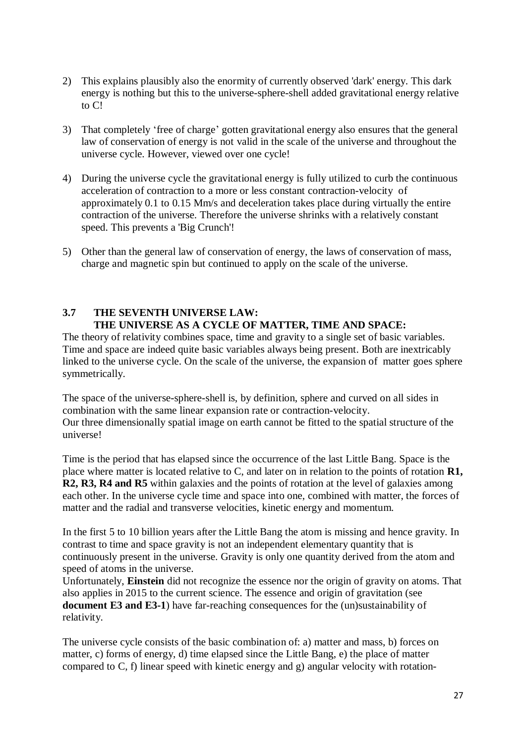2) This explains plausibly also the enormity of currently observed 'dark' energy. This dark energy is nothing but this to the universe-sphere-shell added gravitational energy relative to C!

3) That completely 'free of charge' gotten gravitational energy also ensures that the general law of conservation of energy is not valid in the scale of the universe and throughout the universe cycle. However, viewed over one cycle!

4) During the universe cycle the gravitational energy is fully utilized to curb the continuous acceleration of contraction to a more or less constant contraction-velocity of approximately 0.1 to 0.15 Mm/s and deceleration takes place during virtually the entire contraction of the universe. Therefore the universe shrinks with a relatively constant speed. This prevents a 'Big Crunch'!

5) Other than the general law of conservation of energy, the laws of conservation of mass, charge and magnetic spin but continued to apply on the scale of the universe.

### 3.7 THE SEVENTH UNIVERSE LAW: THE UNIVERSE AS A CYCLE OF MATTER, TIME AND SPACE:

The theory of relativity combines space, time and gravity to a single set of basic variables. Time and space are indeed quite basic variables always being present. Both are inextricably linked to the universe cycle. On the scale of the universe, the expansion of matter goes sphere symmetrically.

The space of the universe-sphere-shell is, by definition, sphere and curved on all sides in combination with the same linear expansion rate or contraction-velocity.
Our three dimensionally spatial image on earth cannot be fitted to the spatial structure of the universe!

Time is the period that has elapsed since the occurrence of the last Little Bang. Space is the place where matter is located relative to C, and later on in relation to the points of rotation **R1, R2, R3, R4 and R5** within galaxies and the points of rotation at the level of galaxies among each other. In the universe cycle time and space into one, combined with matter, the forces of matter and the radial and transverse velocities, kinetic energy and momentum.

In the first 5 to 10 billion years after the Little Bang the atom is missing and hence gravity. In contrast to time and space gravity is not an independent elementary quantity that is continuously present in the universe. Gravity is only one quantity derived from the atom and speed of atoms in the universe.
Unfortunately, **Einstein** did not recognize the essence nor the origin of gravity on atoms. That also applies in 2015 to the current science. The essence and origin of gravitation (see **document E3 and E3-1**) have far-reaching consequences for the (un)sustainability of relativity.

The universe cycle consists of the basic combination of: a) matter and mass, b) forces on matter, c) forms of energy, d) time elapsed since the Little Bang, e) the place of matter compared to C, f) linear speed with kinetic energy and g) angular velocity with rotation-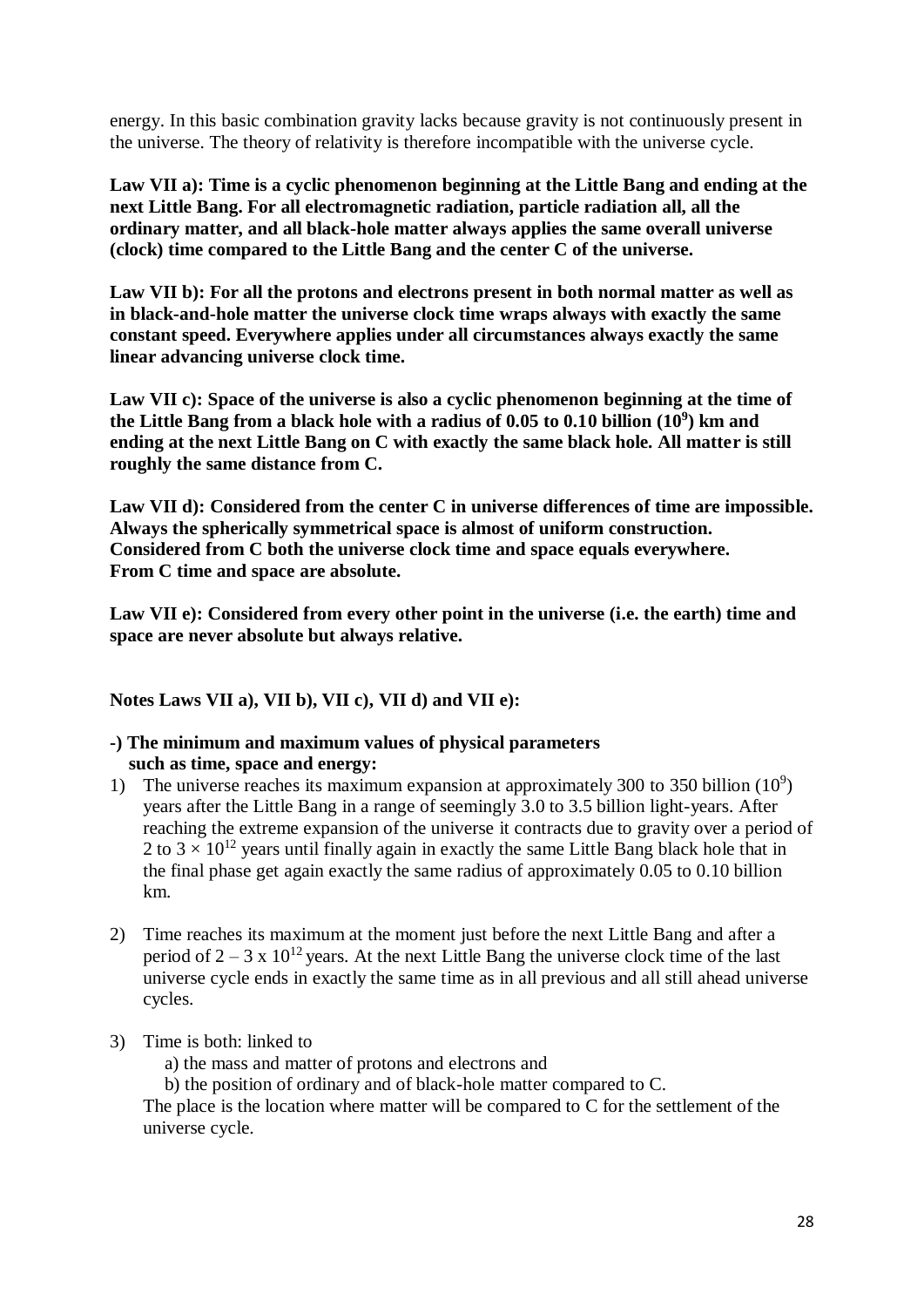energy. In this basic combination gravity lacks because gravity is not continuously present in the universe. The theory of relativity is therefore incompatible with the universe cycle.

**Law VII a): Time is a cyclic phenomenon beginning at the Little Bang and ending at the next Little Bang. For all electromagnetic radiation, particle radiation all, all the ordinary matter, and all black-hole matter always applies the same overall universe (clock) time compared to the Little Bang and the center C of the universe.**

**Law VII b): For all the protons and electrons present in both normal matter as well as in black-and-hole matter the universe clock time wraps always with exactly the same constant speed. Everywhere applies under all circumstances always exactly the same linear advancing universe clock time.**

**Law VII c): Space of the universe is also a cyclic phenomenon beginning at the time of the Little Bang from a black hole with a radius of 0.05 to 0.10 billion ($10^9$) km and ending at the next Little Bang on C with exactly the same black hole. All matter is still roughly the same distance from C.**

**Law VII d): Considered from the center C in universe differences of time are impossible. Always the spherically symmetrical space is almost of uniform construction. Considered from C both the universe clock time and space equals everywhere. From C time and space are absolute.**

**Law VII e): Considered from every other point in the universe (i.e. the earth) time and space are never absolute but always relative.**

**Notes Laws VII a), VII b), VII c), VII d) and VII e):**

**-) The minimum and maximum values of physical parameters such as time, space and energy:**

1) The universe reaches its maximum expansion at approximately 300 to 350 billion ($10^9$) years after the Little Bang in a range of seemingly 3.0 to 3.5 billion light-years. After reaching the extreme expansion of the universe it contracts due to gravity over a period of 2 to $3 \times 10^{12}$ years until finally again in exactly the same Little Bang black hole that in the final phase get again exactly the same radius of approximately 0.05 to 0.10 billion km.

2) Time reaches its maximum at the moment just before the next Little Bang and after a period of $2 - 3 \times 10^{12}$ years. At the next Little Bang the universe clock time of the last universe cycle ends in exactly the same time as in all previous and all still ahead universe cycles.

3) Time is both: linked to
   a) the mass and matter of protons and electrons and
   b) the position of ordinary and of black-hole matter compared to C.
   
   The place is the location where matter will be compared to C for the settlement of the universe cycle.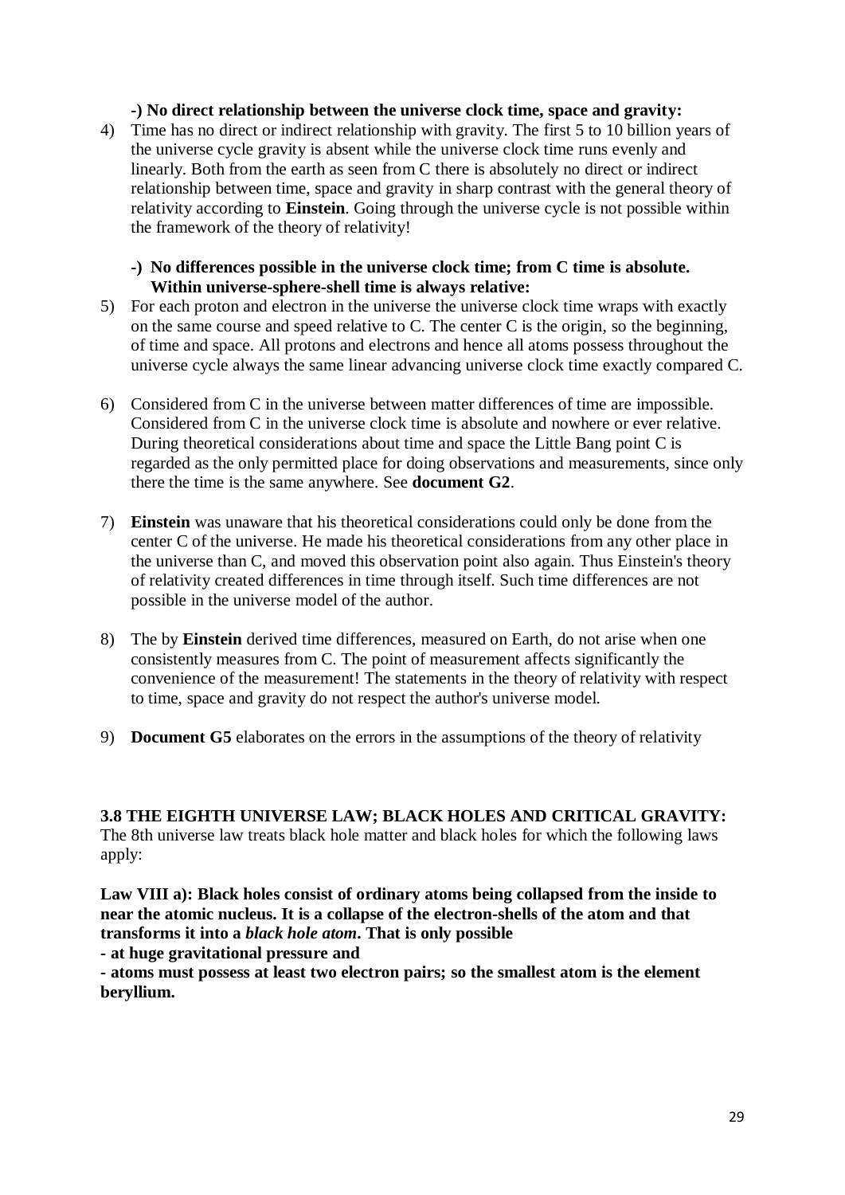**-) No direct relationship between the universe clock time, space and gravity:**

4) Time has no direct or indirect relationship with gravity. The first 5 to 10 billion years of the universe cycle gravity is absent while the universe clock time runs evenly and linearly. Both from the earth as seen from C there is absolutely no direct or indirect relationship between time, space and gravity in sharp contrast with the general theory of relativity according to **Einstein**. Going through the universe cycle is not possible within the framework of the theory of relativity!

**-) No differences possible in the universe clock time; from C time is absolute. Within universe-sphere-shell time is always relative:**

5) For each proton and electron in the universe the universe clock time wraps with exactly on the same course and speed relative to C. The center C is the origin, so the beginning, of time and space. All protons and electrons and hence all atoms possess throughout the universe cycle always the same linear advancing universe clock time exactly compared C.

6) Considered from C in the universe between matter differences of time are impossible. Considered from C in the universe clock time is absolute and nowhere or ever relative. During theoretical considerations about time and space the Little Bang point C is regarded as the only permitted place for doing observations and measurements, since only there the time is the same anywhere. See **document G2**.

7) **Einstein** was unaware that his theoretical considerations could only be done from the center C of the universe. He made his theoretical considerations from any other place in the universe than C, and moved this observation point also again. Thus Einstein's theory of relativity created differences in time through itself. Such time differences are not possible in the universe model of the author.

8) The by **Einstein** derived time differences, measured on Earth, do not arise when one consistently measures from C. The point of measurement affects significantly the convenience of the measurement! The statements in the theory of relativity with respect to time, space and gravity do not respect the author's universe model.

9) **Document G5** elaborates on the errors in the assumptions of the theory of relativity

### 3.8 THE EIGHTH UNIVERSE LAW; BLACK HOLES AND CRITICAL GRAVITY:

The 8th universe law treats black hole matter and black holes for which the following laws apply:

**Law VIII a): Black holes consist of ordinary atoms being collapsed from the inside to near the atomic nucleus. It is a collapse of the electron-shells of the atom and that transforms it into a *black hole atom*. That is only possible**

**- at huge gravitational pressure and**

**- atoms must possess at least two electron pairs; so the smallest atom is the element beryllium.**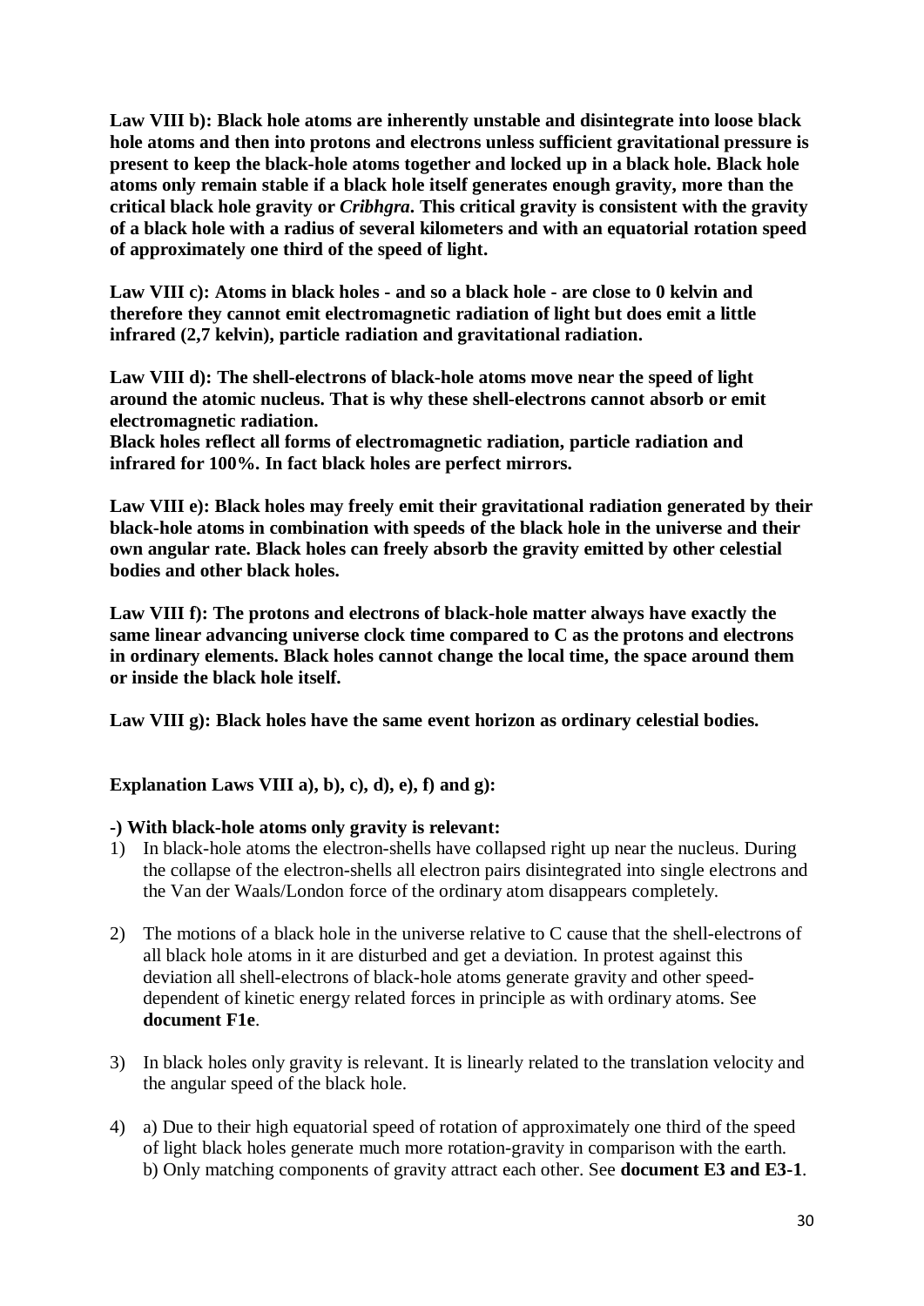**Law VIII b): Black hole atoms are inherently unstable and disintegrate into loose black hole atoms and then into protons and electrons unless sufficient gravitational pressure is present to keep the black-hole atoms together and locked up in a black hole. Black hole atoms only remain stable if a black hole itself generates enough gravity, more than the critical black hole gravity or *Cribhgra*. This critical gravity is consistent with the gravity of a black hole with a radius of several kilometers and with an equatorial rotation speed of approximately one third of the speed of light.**

**Law VIII c): Atoms in black holes - and so a black hole - are close to 0 kelvin and therefore they cannot emit electromagnetic radiation of light but does emit a little infrared (2,7 kelvin), particle radiation and gravitational radiation.**

**Law VIII d): The shell-electrons of black-hole atoms move near the speed of light around the atomic nucleus. That is why these shell-electrons cannot absorb or emit electromagnetic radiation.**
**Black holes reflect all forms of electromagnetic radiation, particle radiation and infrared for 100%. In fact black holes are perfect mirrors.**

**Law VIII e): Black holes may freely emit their gravitational radiation generated by their black-hole atoms in combination with speeds of the black hole in the universe and their own angular rate. Black holes can freely absorb the gravity emitted by other celestial bodies and other black holes.**

**Law VIII f): The protons and electrons of black-hole matter always have exactly the same linear advancing universe clock time compared to C as the protons and electrons in ordinary elements. Black holes cannot change the local time, the space around them or inside the black hole itself.**

**Law VIII g): Black holes have the same event horizon as ordinary celestial bodies.**

**Explanation Laws VIII a), b), c), d), e), f) and g):**

**-) With black-hole atoms only gravity is relevant:**

1) In black-hole atoms the electron-shells have collapsed right up near the nucleus. During the collapse of the electron-shells all electron pairs disintegrated into single electrons and the Van der Waals/London force of the ordinary atom disappears completely.

2) The motions of a black hole in the universe relative to C cause that the shell-electrons of all black hole atoms in it are disturbed and get a deviation. In protest against this deviation all shell-electrons of black-hole atoms generate gravity and other speed-dependent of kinetic energy related forces in principle as with ordinary atoms. See **document F1e**.

3) In black holes only gravity is relevant. It is linearly related to the translation velocity and the angular speed of the black hole.

4) a) Due to their high equatorial speed of rotation of approximately one third of the speed of light black holes generate much more rotation-gravity in comparison with the earth.
   b) Only matching components of gravity attract each other. See **document E3 and E3-1**.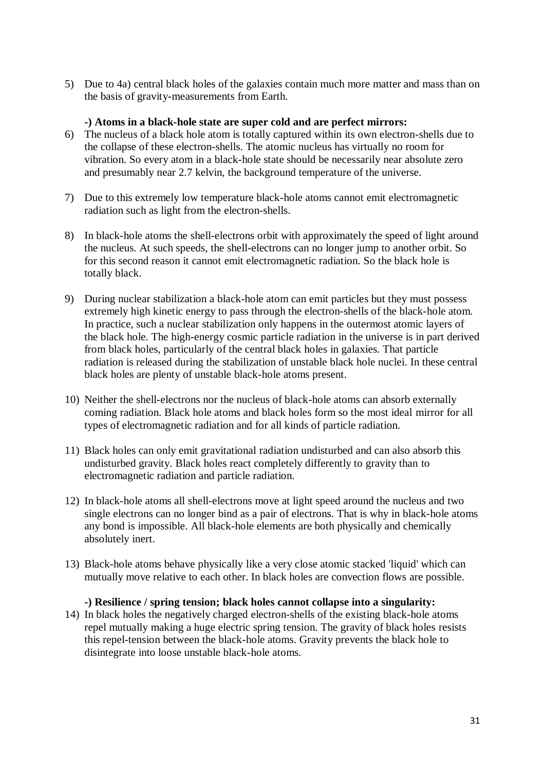5) Due to 4a) central black holes of the galaxies contain much more matter and mass than on the basis of gravity-measurements from Earth.

**-) Atoms in a black-hole state are super cold and are perfect mirrors:**

6) The nucleus of a black hole atom is totally captured within its own electron-shells due to the collapse of these electron-shells. The atomic nucleus has virtually no room for vibration. So every atom in a black-hole state should be necessarily near absolute zero and presumably near 2.7 kelvin, the background temperature of the universe.

7) Due to this extremely low temperature black-hole atoms cannot emit electromagnetic radiation such as light from the electron-shells.

8) In black-hole atoms the shell-electrons orbit with approximately the speed of light around the nucleus. At such speeds, the shell-electrons can no longer jump to another orbit. So for this second reason it cannot emit electromagnetic radiation. So the black hole is totally black.

9) During nuclear stabilization a black-hole atom can emit particles but they must possess extremely high kinetic energy to pass through the electron-shells of the black-hole atom. In practice, such a nuclear stabilization only happens in the outermost atomic layers of the black hole. The high-energy cosmic particle radiation in the universe is in part derived from black holes, particularly of the central black holes in galaxies. That particle radiation is released during the stabilization of unstable black hole nuclei. In these central black holes are plenty of unstable black-hole atoms present.

10) Neither the shell-electrons nor the nucleus of black-hole atoms can absorb externally coming radiation. Black hole atoms and black holes form so the most ideal mirror for all types of electromagnetic radiation and for all kinds of particle radiation.

11) Black holes can only emit gravitational radiation undisturbed and can also absorb this undisturbed gravity. Black holes react completely differently to gravity than to electromagnetic radiation and particle radiation.

12) In black-hole atoms all shell-electrons move at light speed around the nucleus and two single electrons can no longer bind as a pair of electrons. That is why in black-hole atoms any bond is impossible. All black-hole elements are both physically and chemically absolutely inert.

13) Black-hole atoms behave physically like a very close atomic stacked 'liquid' which can mutually move relative to each other. In black holes are convection flows are possible.

**-) Resilience / spring tension; black holes cannot collapse into a singularity:**

14) In black holes the negatively charged electron-shells of the existing black-hole atoms repel mutually making a huge electric spring tension. The gravity of black holes resists this repel-tension between the black-hole atoms. Gravity prevents the black hole to disintegrate into loose unstable black-hole atoms.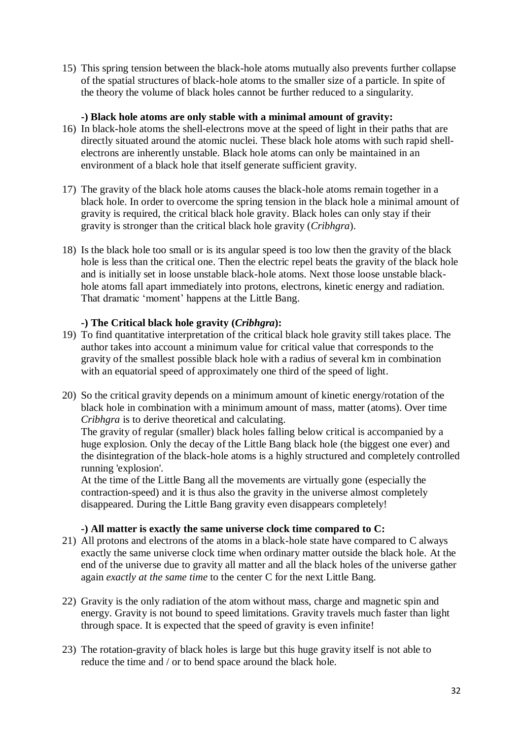15) This spring tension between the black-hole atoms mutually also prevents further collapse of the spatial structures of black-hole atoms to the smaller size of a particle. In spite of the theory the volume of black holes cannot be further reduced to a singularity.

**-) Black hole atoms are only stable with a minimal amount of gravity:**

16) In black-hole atoms the shell-electrons move at the speed of light in their paths that are directly situated around the atomic nuclei. These black hole atoms with such rapid shell-electrons are inherently unstable. Black hole atoms can only be maintained in an environment of a black hole that itself generate sufficient gravity.

17) The gravity of the black hole atoms causes the black-hole atoms remain together in a black hole. In order to overcome the spring tension in the black hole a minimal amount of gravity is required, the critical black hole gravity. Black holes can only stay if their gravity is stronger than the critical black hole gravity (*Cribhgra*).

18) Is the black hole too small or is its angular speed is too low then the gravity of the black hole is less than the critical one. Then the electric repel beats the gravity of the black hole and is initially set in loose unstable black-hole atoms. Next those loose unstable black-hole atoms fall apart immediately into protons, electrons, kinetic energy and radiation. That dramatic 'moment' happens at the Little Bang.

**-) The Critical black hole gravity (*Cribhgra*):**

19) To find quantitative interpretation of the critical black hole gravity still takes place. The author takes into account a minimum value for critical value that corresponds to the gravity of the smallest possible black hole with a radius of several km in combination with an equatorial speed of approximately one third of the speed of light.

20) So the critical gravity depends on a minimum amount of kinetic energy/rotation of the black hole in combination with a minimum amount of mass, matter (atoms). Over time *Cribhgra* is to derive theoretical and calculating.
The gravity of regular (smaller) black holes falling below critical is accompanied by a huge explosion. Only the decay of the Little Bang black hole (the biggest one ever) and the disintegration of the black-hole atoms is a highly structured and completely controlled running 'explosion'.
At the time of the Little Bang all the movements are virtually gone (especially the contraction-speed) and it is thus also the gravity in the universe almost completely disappeared. During the Little Bang gravity even disappears completely!

**-) All matter is exactly the same universe clock time compared to C:**

21) All protons and electrons of the atoms in a black-hole state have compared to C always exactly the same universe clock time when ordinary matter outside the black hole. At the end of the universe due to gravity all matter and all the black holes of the universe gather again *exactly at the same time* to the center C for the next Little Bang.

22) Gravity is the only radiation of the atom without mass, charge and magnetic spin and energy. Gravity is not bound to speed limitations. Gravity travels much faster than light through space. It is expected that the speed of gravity is even infinite!

23) The rotation-gravity of black holes is large but this huge gravity itself is not able to reduce the time and / or to bend space around the black hole.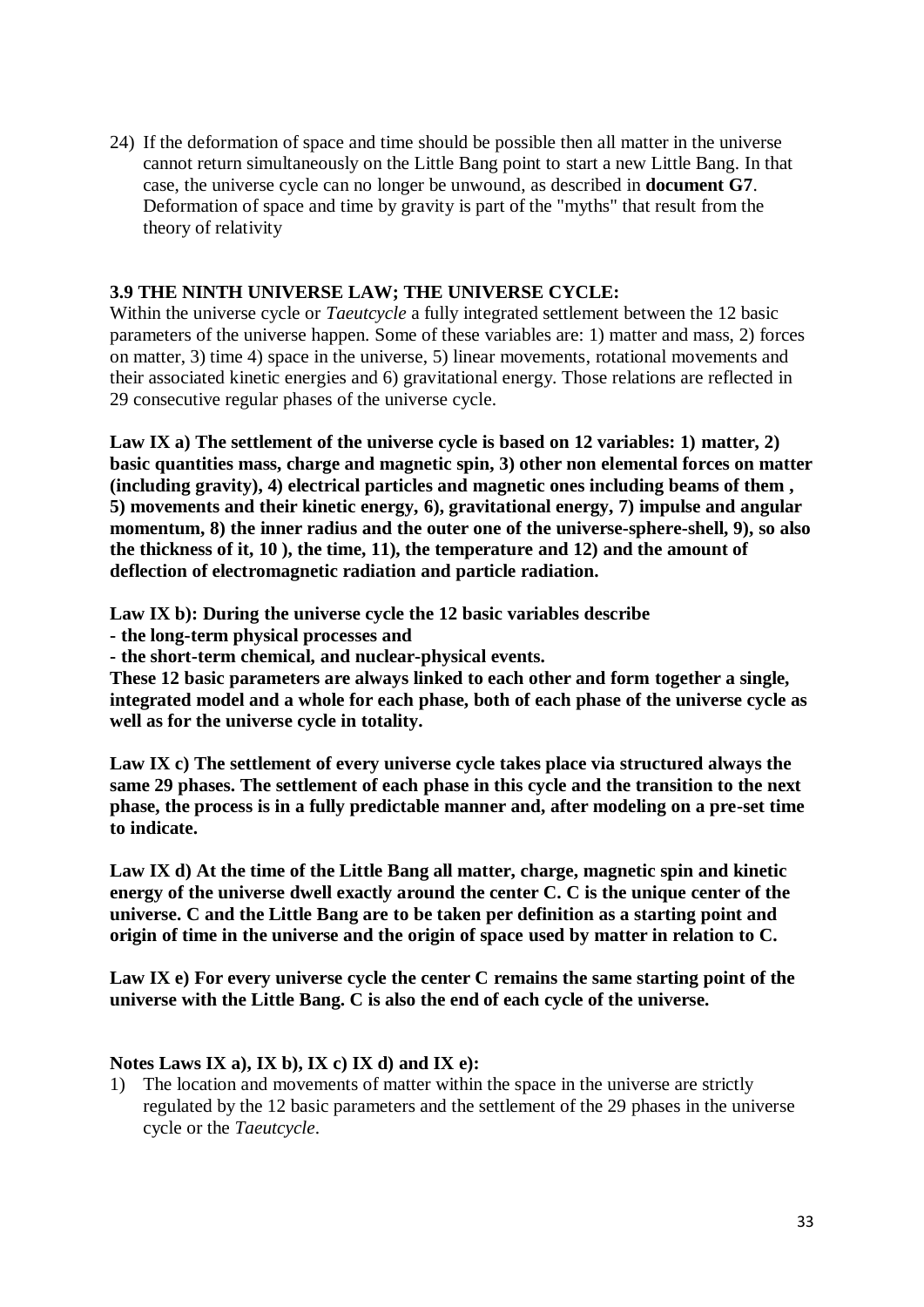24) If the deformation of space and time should be possible then all matter in the universe cannot return simultaneously on the Little Bang point to start a new Little Bang. In that case, the universe cycle can no longer be unwound, as described in **document G7**. Deformation of space and time by gravity is part of the "myths" that result from the theory of relativity

### 3.9 THE NINTH UNIVERSE LAW; THE UNIVERSE CYCLE:

Within the universe cycle or *Taeutcycle* a fully integrated settlement between the 12 basic parameters of the universe happen. Some of these variables are: 1) matter and mass, 2) forces on matter, 3) time 4) space in the universe, 5) linear movements, rotational movements and their associated kinetic energies and 6) gravitational energy. Those relations are reflected in 29 consecutive regular phases of the universe cycle.

**Law IX a) The settlement of the universe cycle is based on 12 variables: 1) matter, 2) basic quantities mass, charge and magnetic spin, 3) other non elemental forces on matter (including gravity), 4) electrical particles and magnetic ones including beams of them , 5) movements and their kinetic energy, 6), gravitational energy, 7) impulse and angular momentum, 8) the inner radius and the outer one of the universe-sphere-shell, 9), so also the thickness of it, 10 ), the time, 11), the temperature and 12) and the amount of deflection of electromagnetic radiation and particle radiation.**

**Law IX b): During the universe cycle the 12 basic variables describe**
**- the long-term physical processes and**
**- the short-term chemical, and nuclear-physical events.**
**These 12 basic parameters are always linked to each other and form together a single, integrated model and a whole for each phase, both of each phase of the universe cycle as well as for the universe cycle in totality.**

**Law IX c) The settlement of every universe cycle takes place via structured always the same 29 phases. The settlement of each phase in this cycle and the transition to the next phase, the process is in a fully predictable manner and, after modeling on a pre-set time to indicate.**

**Law IX d) At the time of the Little Bang all matter, charge, magnetic spin and kinetic energy of the universe dwell exactly around the center C. C is the unique center of the universe. C and the Little Bang are to be taken per definition as a starting point and origin of time in the universe and the origin of space used by matter in relation to C.**

**Law IX e) For every universe cycle the center C remains the same starting point of the universe with the Little Bang. C is also the end of each cycle of the universe.**

**Notes Laws IX a), IX b), IX c) IX d) and IX e):**

1) The location and movements of matter within the space in the universe are strictly regulated by the 12 basic parameters and the settlement of the 29 phases in the universe cycle or the *Taeutcycle*.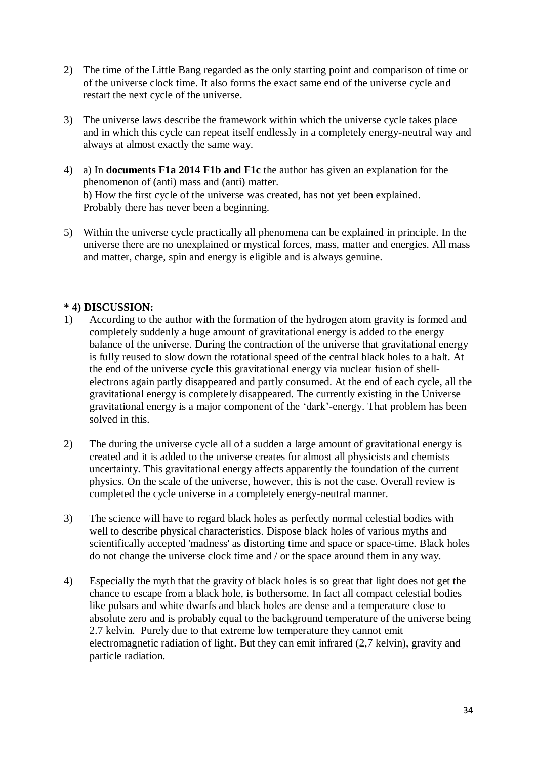2) The time of the Little Bang regarded as the only starting point and comparison of time or of the universe clock time. It also forms the exact same end of the universe cycle and restart the next cycle of the universe.

3) The universe laws describe the framework within which the universe cycle takes place and in which this cycle can repeat itself endlessly in a completely energy-neutral way and always at almost exactly the same way.

4) a) In **documents F1a 2014 F1b and F1c** the author has given an explanation for the phenomenon of (anti) mass and (anti) matter.
   b) How the first cycle of the universe was created, has not yet been explained. Probably there has never been a beginning.

5) Within the universe cycle practically all phenomena can be explained in principle. In the universe there are no unexplained or mystical forces, mass, matter and energies. All mass and matter, charge, spin and energy is eligible and is always genuine.

**\* 4) DISCUSSION:**

1) According to the author with the formation of the hydrogen atom gravity is formed and completely suddenly a huge amount of gravitational energy is added to the energy balance of the universe. During the contraction of the universe that gravitational energy is fully reused to slow down the rotational speed of the central black holes to a halt. At the end of the universe cycle this gravitational energy via nuclear fusion of shell-electrons again partly disappeared and partly consumed. At the end of each cycle, all the gravitational energy is completely disappeared. The currently existing in the Universe gravitational energy is a major component of the 'dark'-energy. That problem has been solved in this.

2) The during the universe cycle all of a sudden a large amount of gravitational energy is created and it is added to the universe creates for almost all physicists and chemists uncertainty. This gravitational energy affects apparently the foundation of the current physics. On the scale of the universe, however, this is not the case. Overall review is completed the cycle universe in a completely energy-neutral manner.

3) The science will have to regard black holes as perfectly normal celestial bodies with well to describe physical characteristics. Dispose black holes of various myths and scientifically accepted 'madness' as distorting time and space or space-time. Black holes do not change the universe clock time and / or the space around them in any way.

4) Especially the myth that the gravity of black holes is so great that light does not get the chance to escape from a black hole, is bothersome. In fact all compact celestial bodies like pulsars and white dwarfs and black holes are dense and a temperature close to absolute zero and is probably equal to the background temperature of the universe being 2.7 kelvin. Purely due to that extreme low temperature they cannot emit electromagnetic radiation of light. But they can emit infrared (2,7 kelvin), gravity and particle radiation.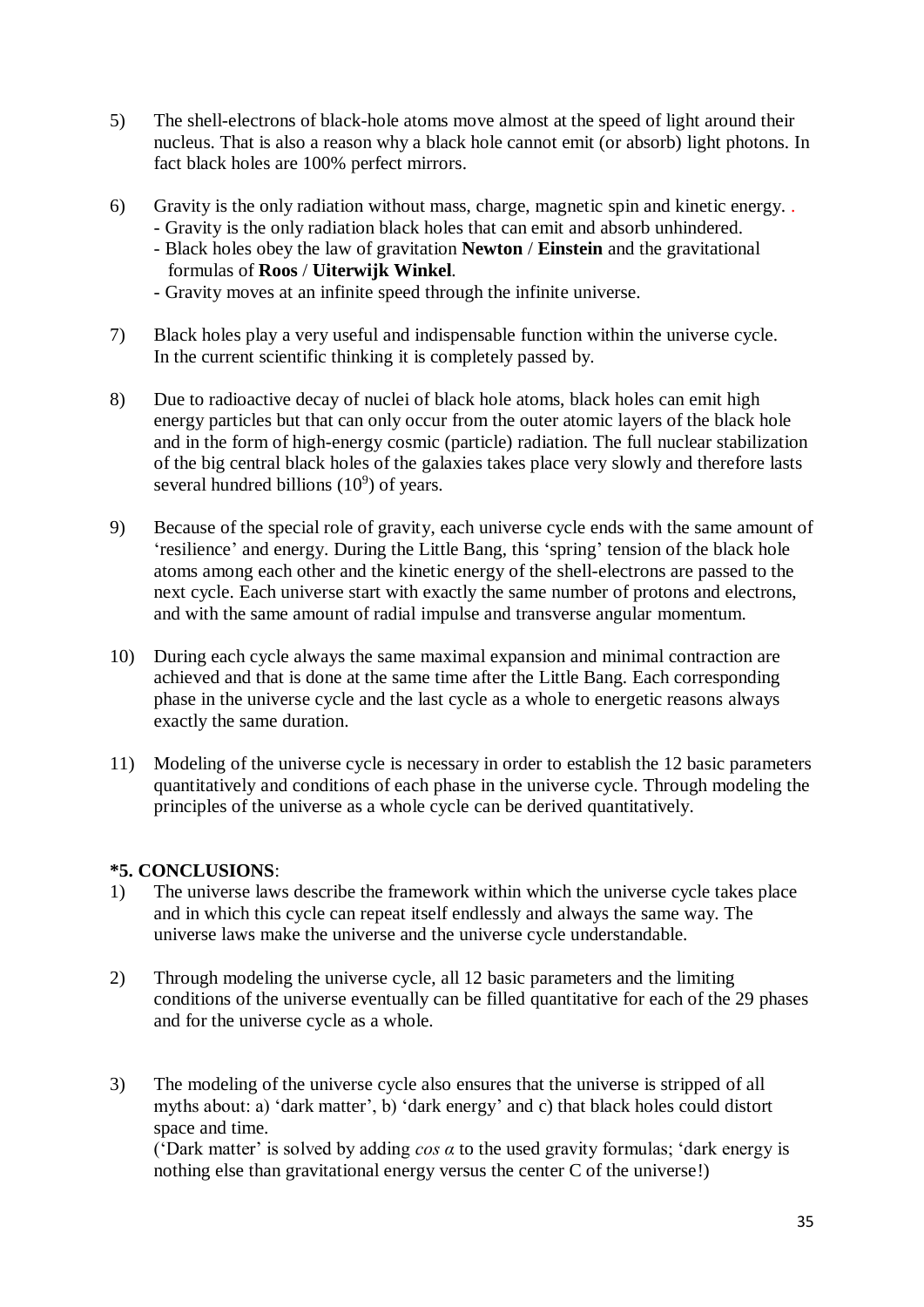5) The shell-electrons of black-hole atoms move almost at the speed of light around their nucleus. That is also a reason why a black hole cannot emit (or absorb) light photons. In fact black holes are 100% perfect mirrors.

6) Gravity is the only radiation without mass, charge, magnetic spin and kinetic energy. .
   - Gravity is the only radiation black holes that can emit and absorb unhindered.
   - Black holes obey the law of gravitation **Newton** / **Einstein** and the gravitational formulas of **Roos** / **Uiterwijk Winkel**.
   - Gravity moves at an infinite speed through the infinite universe.

7) Black holes play a very useful and indispensable function within the universe cycle. In the current scientific thinking it is completely passed by.

8) Due to radioactive decay of nuclei of black hole atoms, black holes can emit high energy particles but that can only occur from the outer atomic layers of the black hole and in the form of high-energy cosmic (particle) radiation. The full nuclear stabilization of the big central black holes of the galaxies takes place very slowly and therefore lasts several hundred billions ($10^9$) of years.

9) Because of the special role of gravity, each universe cycle ends with the same amount of 'resilience' and energy. During the Little Bang, this 'spring' tension of the black hole atoms among each other and the kinetic energy of the shell-electrons are passed to the next cycle. Each universe start with exactly the same number of protons and electrons, and with the same amount of radial impulse and transverse angular momentum.

10) During each cycle always the same maximal expansion and minimal contraction are achieved and that is done at the same time after the Little Bang. Each corresponding phase in the universe cycle and the last cycle as a whole to energetic reasons always exactly the same duration.

11) Modeling of the universe cycle is necessary in order to establish the 12 basic parameters quantitatively and conditions of each phase in the universe cycle. Through modeling the principles of the universe as a whole cycle can be derived quantitatively.

**\*5. CONCLUSIONS**:

1) The universe laws describe the framework within which the universe cycle takes place and in which this cycle can repeat itself endlessly and always the same way. The universe laws make the universe and the universe cycle understandable.

2) Through modeling the universe cycle, all 12 basic parameters and the limiting conditions of the universe eventually can be filled quantitative for each of the 29 phases and for the universe cycle as a whole.

3) The modeling of the universe cycle also ensures that the universe is stripped of all myths about: a) 'dark matter', b) 'dark energy' and c) that black holes could distort space and time.
   ('Dark matter' is solved by adding $\cos \alpha$ to the used gravity formulas; 'dark energy is nothing else than gravitational energy versus the center C of the universe!)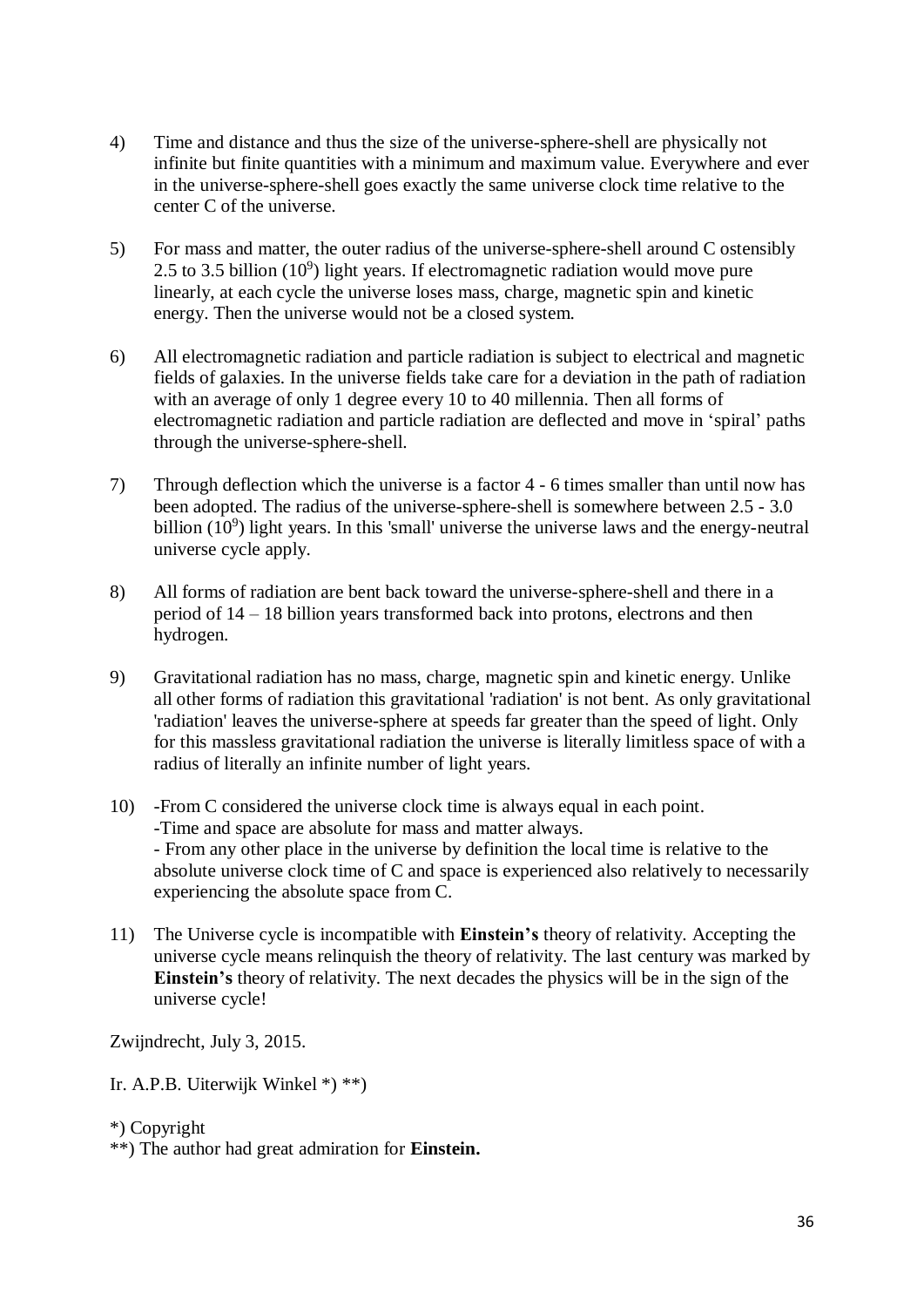4) Time and distance and thus the size of the universe-sphere-shell are physically not infinite but finite quantities with a minimum and maximum value. Everywhere and ever in the universe-sphere-shell goes exactly the same universe clock time relative to the center C of the universe.

5) For mass and matter, the outer radius of the universe-sphere-shell around C ostensibly 2.5 to 3.5 billion ($10^9$) light years. If electromagnetic radiation would move pure linearly, at each cycle the universe loses mass, charge, magnetic spin and kinetic energy. Then the universe would not be a closed system.

6) All electromagnetic radiation and particle radiation is subject to electrical and magnetic fields of galaxies. In the universe fields take care for a deviation in the path of radiation with an average of only 1 degree every 10 to 40 millennia. Then all forms of electromagnetic radiation and particle radiation are deflected and move in 'spiral' paths through the universe-sphere-shell.

7) Through deflection which the universe is a factor 4 - 6 times smaller than until now has been adopted. The radius of the universe-sphere-shell is somewhere between 2.5 - 3.0 billion ($10^9$) light years. In this 'small' universe the universe laws and the energy-neutral universe cycle apply.

8) All forms of radiation are bent back toward the universe-sphere-shell and there in a period of 14 – 18 billion years transformed back into protons, electrons and then hydrogen.

9) Gravitational radiation has no mass, charge, magnetic spin and kinetic energy. Unlike all other forms of radiation this gravitational 'radiation' is not bent. As only gravitational 'radiation' leaves the universe-sphere at speeds far greater than the speed of light. Only for this massless gravitational radiation the universe is literally limitless space of with a radius of literally an infinite number of light years.

10) -From C considered the universe clock time is always equal in each point.
-Time and space are absolute for mass and matter always.
- From any other place in the universe by definition the local time is relative to the absolute universe clock time of C and space is experienced also relatively to necessarily experiencing the absolute space from C.

11) The Universe cycle is incompatible with **Einstein's** theory of relativity. Accepting the universe cycle means relinquish the theory of relativity. The last century was marked by **Einstein's** theory of relativity. The next decades the physics will be in the sign of the universe cycle!

Zwijndrecht, July 3, 2015.

Ir. A.P.B. Uiterwijk Winkel *) **)

*) Copyright
**) The author had great admiration for **Einstein.**